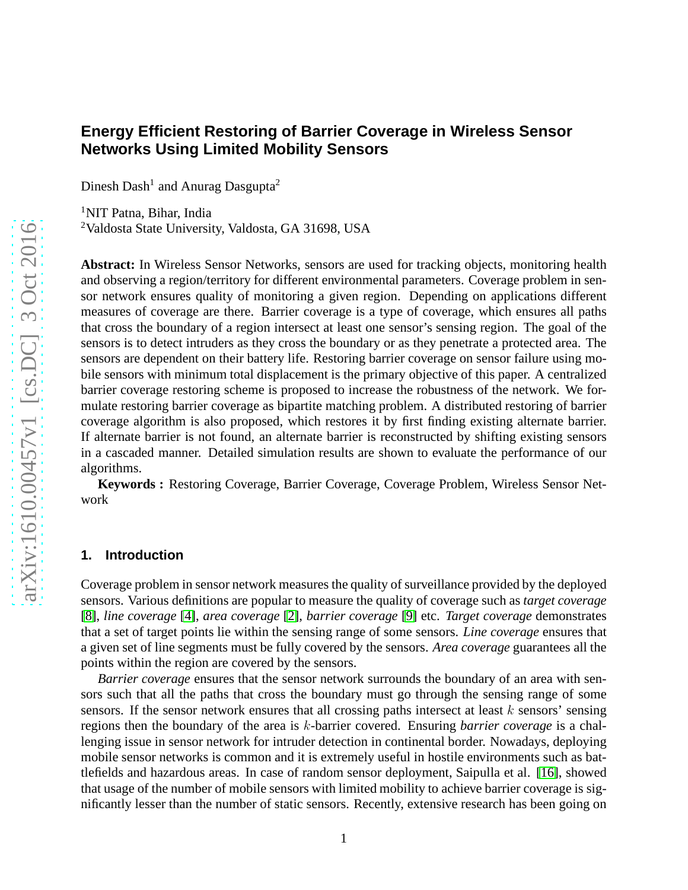# Energy Efficient Restoring of Barrier Coverage in Wireless Sensor Networks Using Limited Mobility Sensors

Dinesh Dash[1] and Anurag Dasgupta[2]

[1]NIT Patna, Bihar, India
[2]Valdosta State University, Valdosta, GA 31698, USA

**Abstract:** In Wireless Sensor Networks, sensors are used for tracking objects, monitoring health and observing a region/territory for different environmental parameters. Coverage problem in sensor network ensures quality of monitoring a given region. Depending on applications different measures of coverage are there. Barrier coverage is a type of coverage, which ensures all paths that cross the boundary of a region intersect at least one sensor's sensing region. The goal of the sensors is to detect intruders as they cross the boundary or as they penetrate a protected area. The sensors are dependent on their battery life. Restoring barrier coverage on sensor failure using mobile sensors with minimum total displacement is the primary objective of this paper. A centralized barrier coverage restoring scheme is proposed to increase the robustness of the network. We formulate restoring barrier coverage as bipartite matching problem. A distributed restoring of barrier coverage algorithm is also proposed, which restores it by first finding existing alternate barrier. If alternate barrier is not found, an alternate barrier is reconstructed by shifting existing sensors in a cascaded manner. Detailed simulation results are shown to evaluate the performance of our algorithms.

**Keywords :** Restoring Coverage, Barrier Coverage, Coverage Problem, Wireless Sensor Network

## 1. Introduction

Coverage problem in sensor network measures the quality of surveillance provided by the deployed sensors. Various definitions are popular to measure the quality of coverage such as *target coverage* [8], *line coverage* [4], *area coverage* [2], *barrier coverage* [9] etc. *Target coverage* demonstrates that a set of target points lie within the sensing range of some sensors. *Line coverage* ensures that a given set of line segments must be fully covered by the sensors. *Area coverage* guarantees all the points within the region are covered by the sensors.

*Barrier coverage* ensures that the sensor network surrounds the boundary of an area with sensors such that all the paths that cross the boundary must go through the sensing range of some sensors. If the sensor network ensures that all crossing paths intersect at least $k$ sensors' sensing regions then the boundary of the area is $k$-barrier covered. Ensuring *barrier coverage* is a challenging issue in sensor network for intruder detection in continental border. Nowadays, deploying mobile sensor networks is common and it is extremely useful in hostile environments such as battlefields and hazardous areas. In case of random sensor deployment, Saipulla et al. [16], showed that usage of the number of mobile sensors with limited mobility to achieve barrier coverage is significantly lesser than the number of static sensors. Recently, extensive research has been going on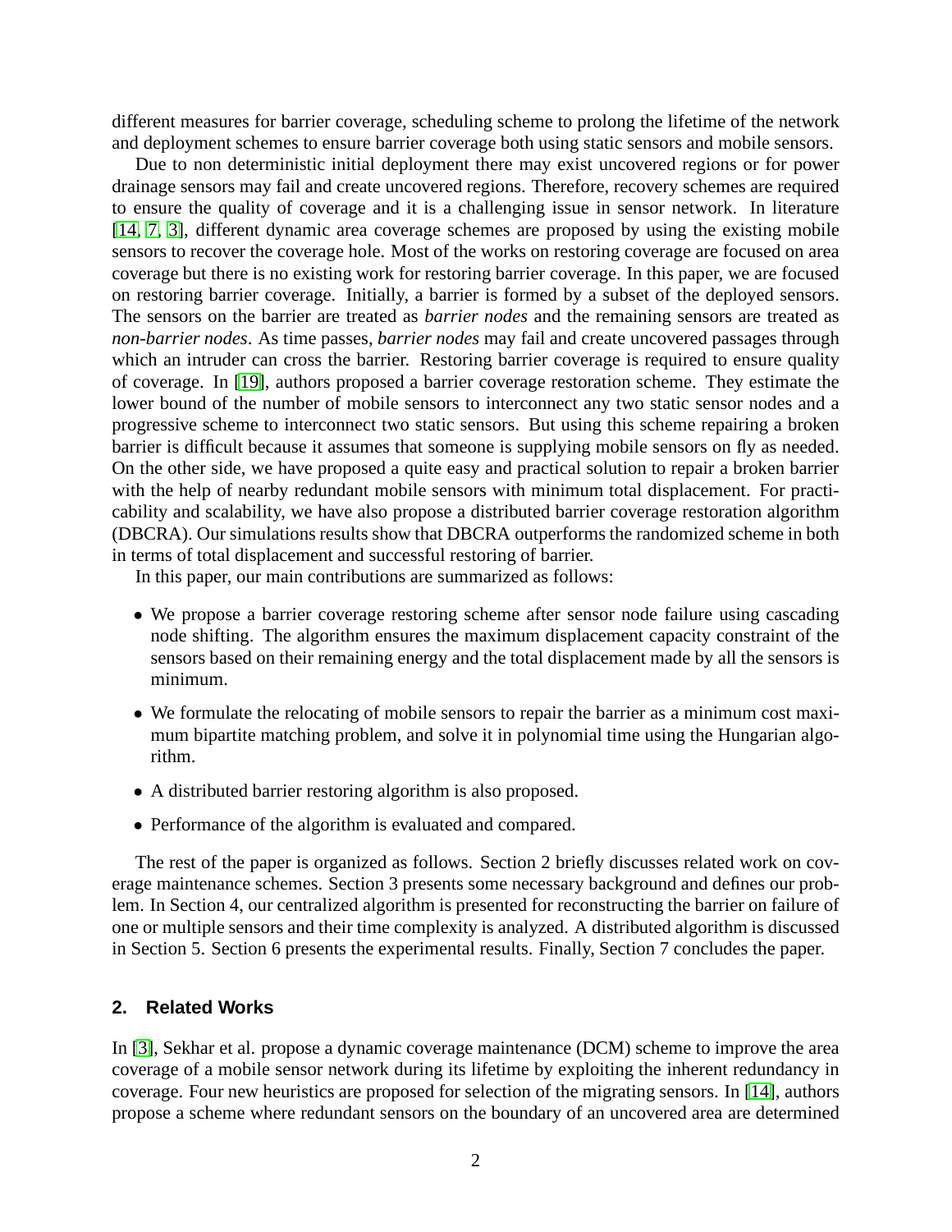different measures for barrier coverage, scheduling scheme to prolong the lifetime of the network and deployment schemes to ensure barrier coverage both using static sensors and mobile sensors.

Due to non deterministic initial deployment there may exist uncovered regions or for power drainage sensors may fail and create uncovered regions. Therefore, recovery schemes are required to ensure the quality of coverage and it is a challenging issue in sensor network. In literature [14, 7, 3], different dynamic area coverage schemes are proposed by using the existing mobile sensors to recover the coverage hole. Most of the works on restoring coverage are focused on area coverage but there is no existing work for restoring barrier coverage. In this paper, we are focused on restoring barrier coverage. Initially, a barrier is formed by a subset of the deployed sensors. The sensors on the barrier are treated as *barrier nodes* and the remaining sensors are treated as *non-barrier nodes*. As time passes, *barrier nodes* may fail and create uncovered passages through which an intruder can cross the barrier. Restoring barrier coverage is required to ensure quality of coverage. In [19], authors proposed a barrier coverage restoration scheme. They estimate the lower bound of the number of mobile sensors to interconnect any two static sensor nodes and a progressive scheme to interconnect two static sensors. But using this scheme repairing a broken barrier is difficult because it assumes that someone is supplying mobile sensors on fly as needed. On the other side, we have proposed a quite easy and practical solution to repair a broken barrier with the help of nearby redundant mobile sensors with minimum total displacement. For practicability and scalability, we have also propose a distributed barrier coverage restoration algorithm (DBCRA). Our simulations results show that DBCRA outperforms the randomized scheme in both in terms of total displacement and successful restoring of barrier.

In this paper, our main contributions are summarized as follows:

- We propose a barrier coverage restoring scheme after sensor node failure using cascading node shifting. The algorithm ensures the maximum displacement capacity constraint of the sensors based on their remaining energy and the total displacement made by all the sensors is minimum.
- We formulate the relocating of mobile sensors to repair the barrier as a minimum cost maximum bipartite matching problem, and solve it in polynomial time using the Hungarian algorithm.
- A distributed barrier restoring algorithm is also proposed.
- Performance of the algorithm is evaluated and compared.

The rest of the paper is organized as follows. Section 2 briefly discusses related work on coverage maintenance schemes. Section 3 presents some necessary background and defines our problem. In Section 4, our centralized algorithm is presented for reconstructing the barrier on failure of one or multiple sensors and their time complexity is analyzed. A distributed algorithm is discussed in Section 5. Section 6 presents the experimental results. Finally, Section 7 concludes the paper.

## 2. Related Works

In [3], Sekhar et al. propose a dynamic coverage maintenance (DCM) scheme to improve the area coverage of a mobile sensor network during its lifetime by exploiting the inherent redundancy in coverage. Four new heuristics are proposed for selection of the migrating sensors. In [14], authors propose a scheme where redundant sensors on the boundary of an uncovered area are determined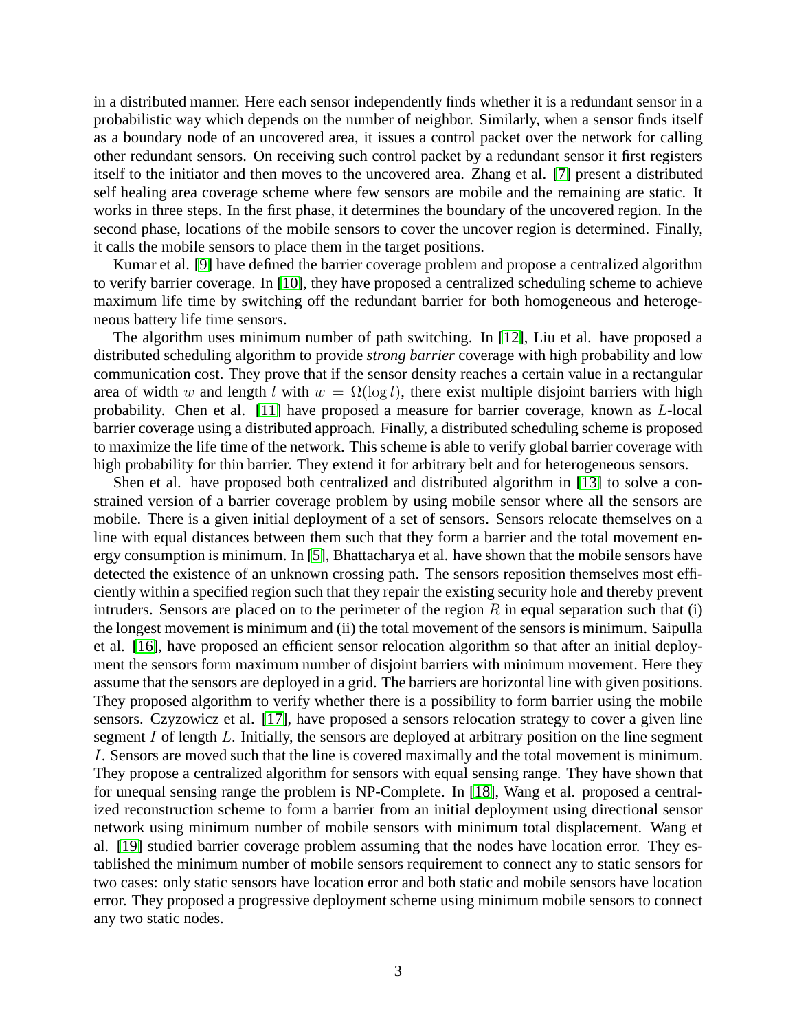in a distributed manner. Here each sensor independently finds whether it is a redundant sensor in a probabilistic way which depends on the number of neighbor. Similarly, when a sensor finds itself as a boundary node of an uncovered area, it issues a control packet over the network for calling other redundant sensors. On receiving such control packet by a redundant sensor it first registers itself to the initiator and then moves to the uncovered area. Zhang et al. [7] present a distributed self healing area coverage scheme where few sensors are mobile and the remaining are static. It works in three steps. In the first phase, it determines the boundary of the uncovered region. In the second phase, locations of the mobile sensors to cover the uncover region is determined. Finally, it calls the mobile sensors to place them in the target positions.

Kumar et al. [9] have defined the barrier coverage problem and propose a centralized algorithm to verify barrier coverage. In [10], they have proposed a centralized scheduling scheme to achieve maximum life time by switching off the redundant barrier for both homogeneous and heterogeneous battery life time sensors.

The algorithm uses minimum number of path switching. In [12], Liu et al. have proposed a distributed scheduling algorithm to provide *strong barrier* coverage with high probability and low communication cost. They prove that if the sensor density reaches a certain value in a rectangular area of width $w$ and length $l$ with $w = \Omega(\log l)$, there exist multiple disjoint barriers with high probability. Chen et al. [11] have proposed a measure for barrier coverage, known as $L$-local barrier coverage using a distributed approach. Finally, a distributed scheduling scheme is proposed to maximize the life time of the network. This scheme is able to verify global barrier coverage with high probability for thin barrier. They extend it for arbitrary belt and for heterogeneous sensors.

Shen et al. have proposed both centralized and distributed algorithm in [13] to solve a constrained version of a barrier coverage problem by using mobile sensor where all the sensors are mobile. There is a given initial deployment of a set of sensors. Sensors relocate themselves on a line with equal distances between them such that they form a barrier and the total movement energy consumption is minimum. In [5], Bhattacharya et al. have shown that the mobile sensors have detected the existence of an unknown crossing path. The sensors reposition themselves most efficiently within a specified region such that they repair the existing security hole and thereby prevent intruders. Sensors are placed on to the perimeter of the region $R$ in equal separation such that (i) the longest movement is minimum and (ii) the total movement of the sensors is minimum. Saipulla et al. [16], have proposed an efficient sensor relocation algorithm so that after an initial deployment the sensors form maximum number of disjoint barriers with minimum movement. Here they assume that the sensors are deployed in a grid. The barriers are horizontal line with given positions. They proposed algorithm to verify whether there is a possibility to form barrier using the mobile sensors. Czyzowicz et al. [17], have proposed a sensors relocation strategy to cover a given line segment $I$ of length $L$. Initially, the sensors are deployed at arbitrary position on the line segment $I$. Sensors are moved such that the line is covered maximally and the total movement is minimum. They propose a centralized algorithm for sensors with equal sensing range. They have shown that for unequal sensing range the problem is NP-Complete. In [18], Wang et al. proposed a centralized reconstruction scheme to form a barrier from an initial deployment using directional sensor network using minimum number of mobile sensors with minimum total displacement. Wang et al. [19] studied barrier coverage problem assuming that the nodes have location error. They established the minimum number of mobile sensors requirement to connect any to static sensors for two cases: only static sensors have location error and both static and mobile sensors have location error. They proposed a progressive deployment scheme using minimum mobile sensors to connect any two static nodes.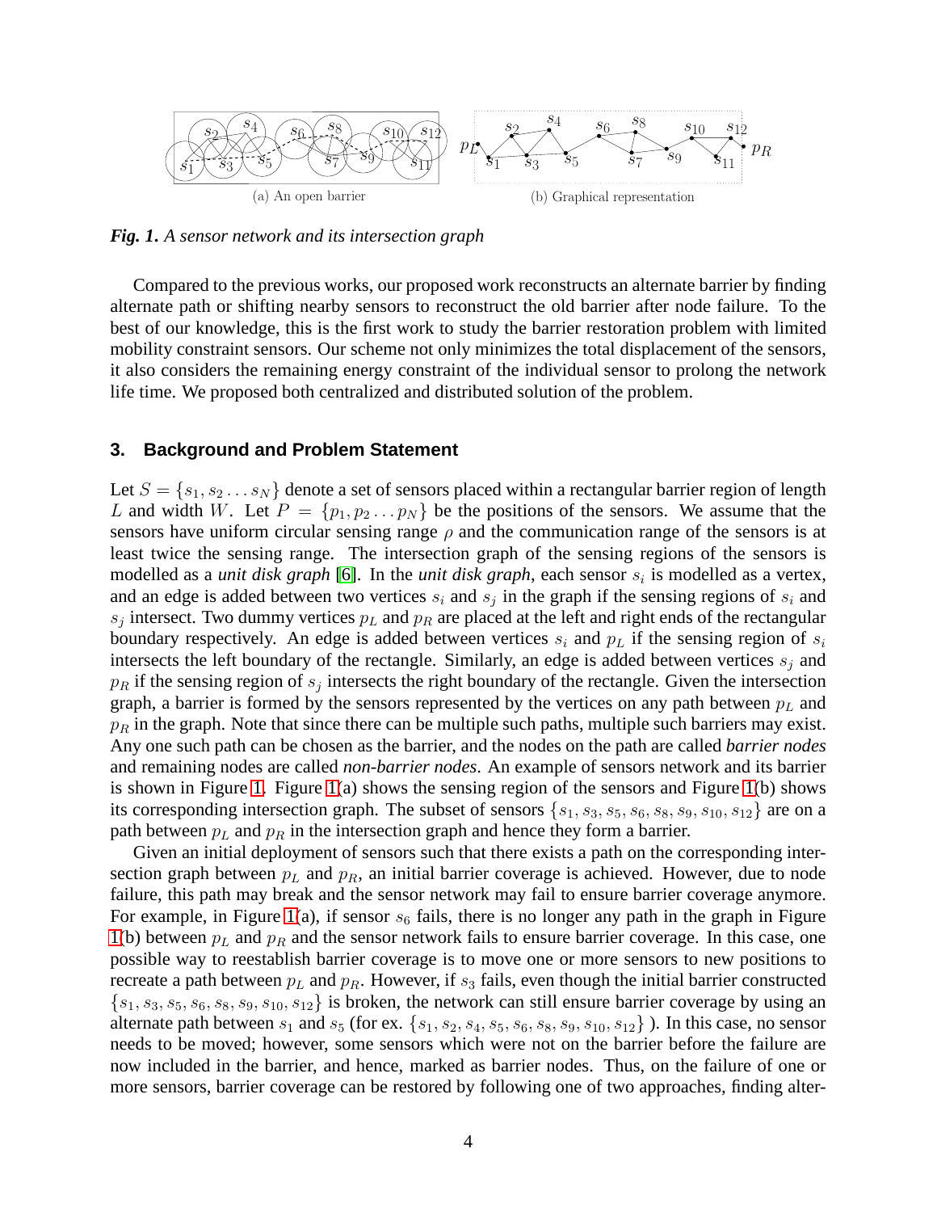(a) An open barrier

(b) Graphical representation

***Fig. 1.*** *A sensor network and its intersection graph*

Compared to the previous works, our proposed work reconstructs an alternate barrier by finding alternate path or shifting nearby sensors to reconstruct the old barrier after node failure. To the best of our knowledge, this is the first work to study the barrier restoration problem with limited mobility constraint sensors. Our scheme not only minimizes the total displacement of the sensors, it also considers the remaining energy constraint of the individual sensor to prolong the network life time. We proposed both centralized and distributed solution of the problem.

## 3. Background and Problem Statement

Let $S = \{s_1, s_2 \dots s_N\}$ denote a set of sensors placed within a rectangular barrier region of length $L$ and width $W$. Let $P = \{p_1, p_2 \dots p_N\}$ be the positions of the sensors. We assume that the sensors have uniform circular sensing range $\rho$ and the communication range of the sensors is at least twice the sensing range. The intersection graph of the sensing regions of the sensors is modelled as a *unit disk graph* [6]. In the *unit disk graph*, each sensor $s_i$ is modelled as a vertex, and an edge is added between two vertices $s_i$ and $s_j$ in the graph if the sensing regions of $s_i$ and $s_j$ intersect. Two dummy vertices $p_L$ and $p_R$ are placed at the left and right ends of the rectangular boundary respectively. An edge is added between vertices $s_i$ and $p_L$ if the sensing region of $s_i$ intersects the left boundary of the rectangle. Similarly, an edge is added between vertices $s_j$ and $p_R$ if the sensing region of $s_j$ intersects the right boundary of the rectangle. Given the intersection graph, a barrier is formed by the sensors represented by the vertices on any path between $p_L$ and $p_R$ in the graph. Note that since there can be multiple such paths, multiple such barriers may exist. Any one such path can be chosen as the barrier, and the nodes on the path are called *barrier nodes* and remaining nodes are called *non-barrier nodes*. An example of sensors network and its barrier is shown in Figure 1. Figure 1(a) shows the sensing region of the sensors and Figure 1(b) shows its corresponding intersection graph. The subset of sensors $\{s_1, s_3, s_5, s_6, s_8, s_9, s_{10}, s_{12}\}$ are on a path between $p_L$ and $p_R$ in the intersection graph and hence they form a barrier.

Given an initial deployment of sensors such that there exists a path on the corresponding intersection graph between $p_L$ and $p_R$, an initial barrier coverage is achieved. However, due to node failure, this path may break and the sensor network may fail to ensure barrier coverage anymore. For example, in Figure 1(a), if sensor $s_6$ fails, there is no longer any path in the graph in Figure 1(b) between $p_L$ and $p_R$ and the sensor network fails to ensure barrier coverage. In this case, one possible way to reestablish barrier coverage is to move one or more sensors to new positions to recreate a path between $p_L$ and $p_R$. However, if $s_3$ fails, even though the initial barrier constructed $\{s_1, s_3, s_5, s_6, s_8, s_9, s_{10}, s_{12}\}$ is broken, the network can still ensure barrier coverage by using an alternate path between $s_1$ and $s_5$ (for ex. $\{s_1, s_2, s_4, s_5, s_6, s_8, s_9, s_{10}, s_{12}\}$ ). In this case, no sensor needs to be moved; however, some sensors which were not on the barrier before the failure are now included in the barrier, and hence, marked as barrier nodes. Thus, on the failure of one or more sensors, barrier coverage can be restored by following one of two approaches, finding alter-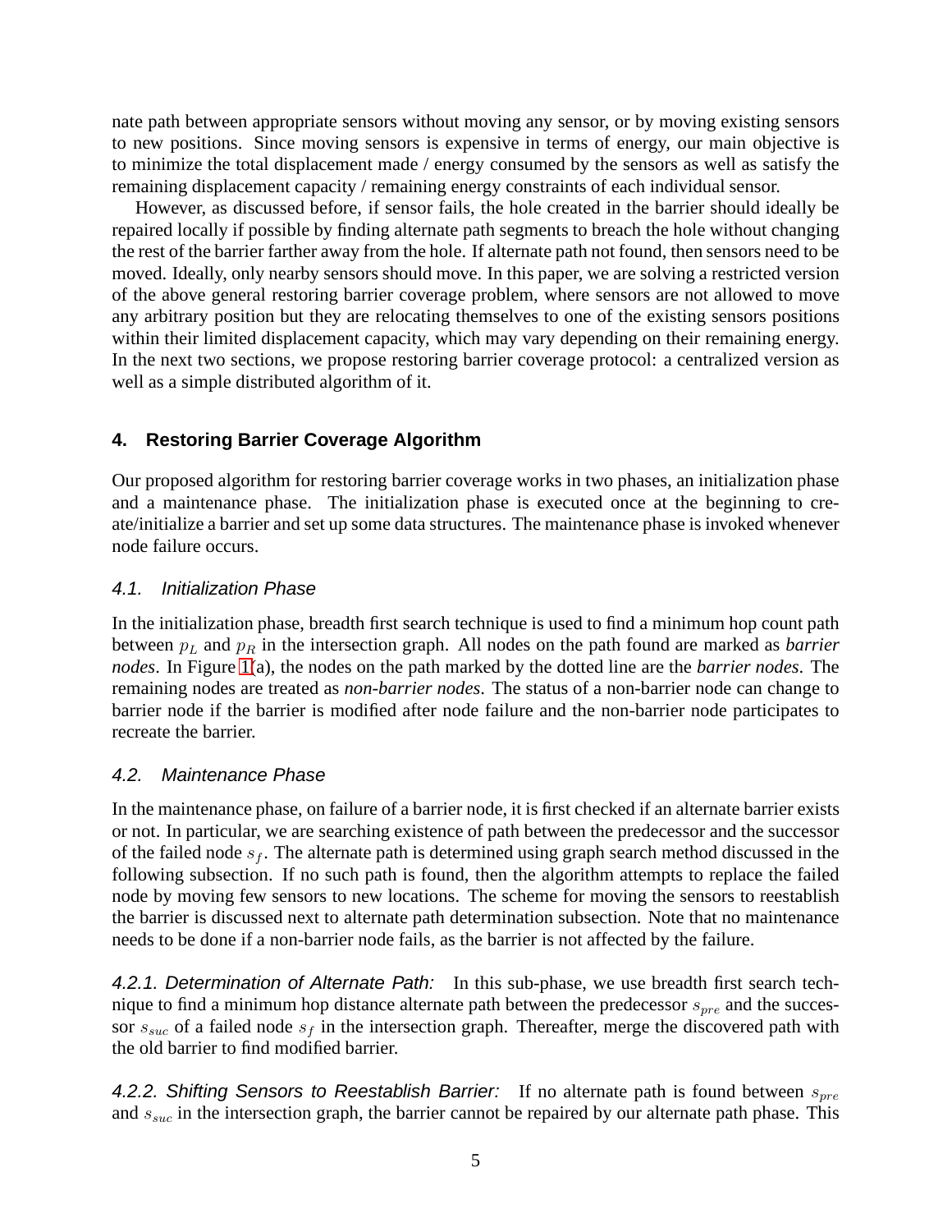nate path between appropriate sensors without moving any sensor, or by moving existing sensors to new positions. Since moving sensors is expensive in terms of energy, our main objective is to minimize the total displacement made / energy consumed by the sensors as well as satisfy the remaining displacement capacity / remaining energy constraints of each individual sensor.

However, as discussed before, if sensor fails, the hole created in the barrier should ideally be repaired locally if possible by finding alternate path segments to breach the hole without changing the rest of the barrier farther away from the hole. If alternate path not found, then sensors need to be moved. Ideally, only nearby sensors should move. In this paper, we are solving a restricted version of the above general restoring barrier coverage problem, where sensors are not allowed to move any arbitrary position but they are relocating themselves to one of the existing sensors positions within their limited displacement capacity, which may vary depending on their remaining energy. In the next two sections, we propose restoring barrier coverage protocol: a centralized version as well as a simple distributed algorithm of it.

## 4. Restoring Barrier Coverage Algorithm

Our proposed algorithm for restoring barrier coverage works in two phases, an initialization phase and a maintenance phase. The initialization phase is executed once at the beginning to create/initialize a barrier and set up some data structures. The maintenance phase is invoked whenever node failure occurs.

### 4.1. Initialization Phase

In the initialization phase, breadth first search technique is used to find a minimum hop count path between $p_L$ and $p_R$ in the intersection graph. All nodes on the path found are marked as *barrier nodes*. In Figure 1(a), the nodes on the path marked by the dotted line are the *barrier nodes*. The remaining nodes are treated as *non-barrier nodes*. The status of a non-barrier node can change to barrier node if the barrier is modified after node failure and the non-barrier node participates to recreate the barrier.

### 4.2. Maintenance Phase

In the maintenance phase, on failure of a barrier node, it is first checked if an alternate barrier exists or not. In particular, we are searching existence of path between the predecessor and the successor of the failed node $s_f$. The alternate path is determined using graph search method discussed in the following subsection. If no such path is found, then the algorithm attempts to replace the failed node by moving few sensors to new locations. The scheme for moving the sensors to reestablish the barrier is discussed next to alternate path determination subsection. Note that no maintenance needs to be done if a non-barrier node fails, as the barrier is not affected by the failure.

*4.2.1. Determination of Alternate Path:* In this sub-phase, we use breadth first search technique to find a minimum hop distance alternate path between the predecessor $s_{pre}$ and the successor $s_{suc}$ of a failed node $s_f$ in the intersection graph. Thereafter, merge the discovered path with the old barrier to find modified barrier.

*4.2.2. Shifting Sensors to Reestablish Barrier:* If no alternate path is found between $s_{pre}$ and $s_{suc}$ in the intersection graph, the barrier cannot be repaired by our alternate path phase. This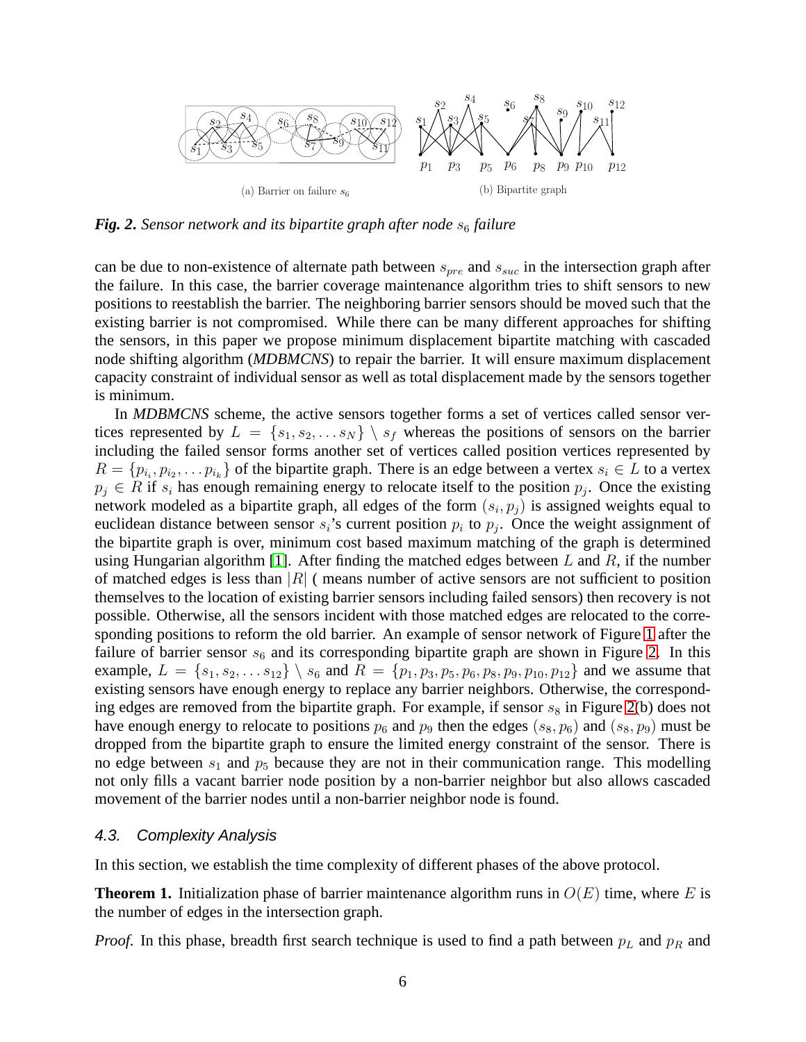(a) Barrier on failure $s_6$

(b) Bipartite graph

***Fig. 2.*** *Sensor network and its bipartite graph after node $s_6$ failure*

can be due to non-existence of alternate path between $s_{pre}$ and $s_{suc}$ in the intersection graph after the failure. In this case, the barrier coverage maintenance algorithm tries to shift sensors to new positions to reestablish the barrier. The neighboring barrier sensors should be moved such that the existing barrier is not compromised. While there can be many different approaches for shifting the sensors, in this paper we propose minimum displacement bipartite matching with cascaded node shifting algorithm (*MDBMCNS*) to repair the barrier. It will ensure maximum displacement capacity constraint of individual sensor as well as total displacement made by the sensors together is minimum.

In *MDBMCNS* scheme, the active sensors together forms a set of vertices called sensor vertices represented by $L = \{s_1, s_2, \ldots s_N\} \setminus s_f$ whereas the positions of sensors on the barrier including the failed sensor forms another set of vertices called position vertices represented by $R = \{p_{i_i}, p_{i_2}, \ldots p_{i_k}\}$ of the bipartite graph. There is an edge between a vertex $s_i \in L$ to a vertex $p_j \in R$ if $s_i$ has enough remaining energy to relocate itself to the position $p_j$. Once the existing network modeled as a bipartite graph, all edges of the form $(s_i, p_j)$ is assigned weights equal to euclidean distance between sensor $s_i$'s current position $p_i$ to $p_j$. Once the weight assignment of the bipartite graph is over, minimum cost based maximum matching of the graph is determined using Hungarian algorithm [1]. After finding the matched edges between $L$ and $R$, if the number of matched edges is less than $|R|$ ( means number of active sensors are not sufficient to position themselves to the location of existing barrier sensors including failed sensors) then recovery is not possible. Otherwise, all the sensors incident with those matched edges are relocated to the corresponding positions to reform the old barrier. An example of sensor network of Figure 1 after the failure of barrier sensor $s_6$ and its corresponding bipartite graph are shown in Figure 2. In this example, $L = \{s_1, s_2, \ldots s_{12}\} \setminus s_6$ and $R = \{p_1, p_3, p_5, p_6, p_8, p_9, p_{10}, p_{12}\}$ and we assume that existing sensors have enough energy to replace any barrier neighbors. Otherwise, the corresponding edges are removed from the bipartite graph. For example, if sensor $s_8$ in Figure 2(b) does not have enough energy to relocate to positions $p_6$ and $p_9$ then the edges $(s_8, p_6)$ and $(s_8, p_9)$ must be dropped from the bipartite graph to ensure the limited energy constraint of the sensor. There is no edge between $s_1$ and $p_5$ because they are not in their communication range. This modelling not only fills a vacant barrier node position by a non-barrier neighbor but also allows cascaded movement of the barrier nodes until a non-barrier neighbor node is found.

### *4.3. Complexity Analysis*

In this section, we establish the time complexity of different phases of the above protocol.

**Theorem 1.** Initialization phase of barrier maintenance algorithm runs in $O(E)$ time, where $E$ is the number of edges in the intersection graph.

*Proof.* In this phase, breadth first search technique is used to find a path between $p_L$ and $p_R$ and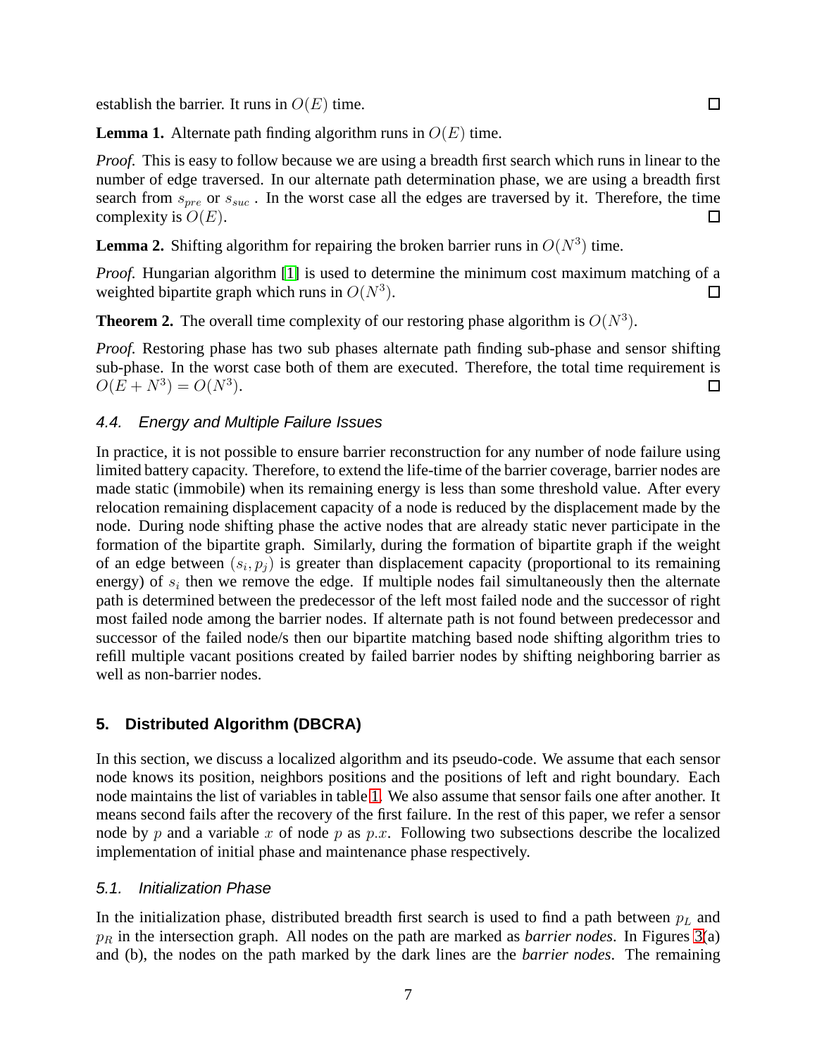establish the barrier. It runs in $O(E)$ time. □

**Lemma 1.** Alternate path finding algorithm runs in $O(E)$ time.

*Proof.* This is easy to follow because we are using a breadth first search which runs in linear to the number of edge traversed. In our alternate path determination phase, we are using a breadth first search from $s_{pre}$ or $s_{suc}$ . In the worst case all the edges are traversed by it. Therefore, the time complexity is $O(E)$. □

**Lemma 2.** Shifting algorithm for repairing the broken barrier runs in $O(N^3)$ time.

*Proof.* Hungarian algorithm [1] is used to determine the minimum cost maximum matching of a weighted bipartite graph which runs in $O(N^3)$. □

**Theorem 2.** The overall time complexity of our restoring phase algorithm is $O(N^3)$.

*Proof.* Restoring phase has two sub phases alternate path finding sub-phase and sensor shifting sub-phase. In the worst case both of them are executed. Therefore, the total time requirement is $O(E + N^3) = O(N^3)$. □

### 4.4. Energy and Multiple Failure Issues

In practice, it is not possible to ensure barrier reconstruction for any number of node failure using limited battery capacity. Therefore, to extend the life-time of the barrier coverage, barrier nodes are made static (immobile) when its remaining energy is less than some threshold value. After every relocation remaining displacement capacity of a node is reduced by the displacement made by the node. During node shifting phase the active nodes that are already static never participate in the formation of the bipartite graph. Similarly, during the formation of bipartite graph if the weight of an edge between $(s_i, p_j)$ is greater than displacement capacity (proportional to its remaining energy) of $s_i$ then we remove the edge. If multiple nodes fail simultaneously then the alternate path is determined between the predecessor of the left most failed node and the successor of right most failed node among the barrier nodes. If alternate path is not found between predecessor and successor of the failed node/s then our bipartite matching based node shifting algorithm tries to refill multiple vacant positions created by failed barrier nodes by shifting neighboring barrier as well as non-barrier nodes.

## 5. Distributed Algorithm (DBCRA)

In this section, we discuss a localized algorithm and its pseudo-code. We assume that each sensor node knows its position, neighbors positions and the positions of left and right boundary. Each node maintains the list of variables in table 1. We also assume that sensor fails one after another. It means second fails after the recovery of the first failure. In the rest of this paper, we refer a sensor node by $p$ and a variable $x$ of node $p$ as $p.x$. Following two subsections describe the localized implementation of initial phase and maintenance phase respectively.

### 5.1. Initialization Phase

In the initialization phase, distributed breadth first search is used to find a path between $p_L$ and $p_R$ in the intersection graph. All nodes on the path are marked as *barrier nodes*. In Figures 3(a) and (b), the nodes on the path marked by the dark lines are the *barrier nodes*. The remaining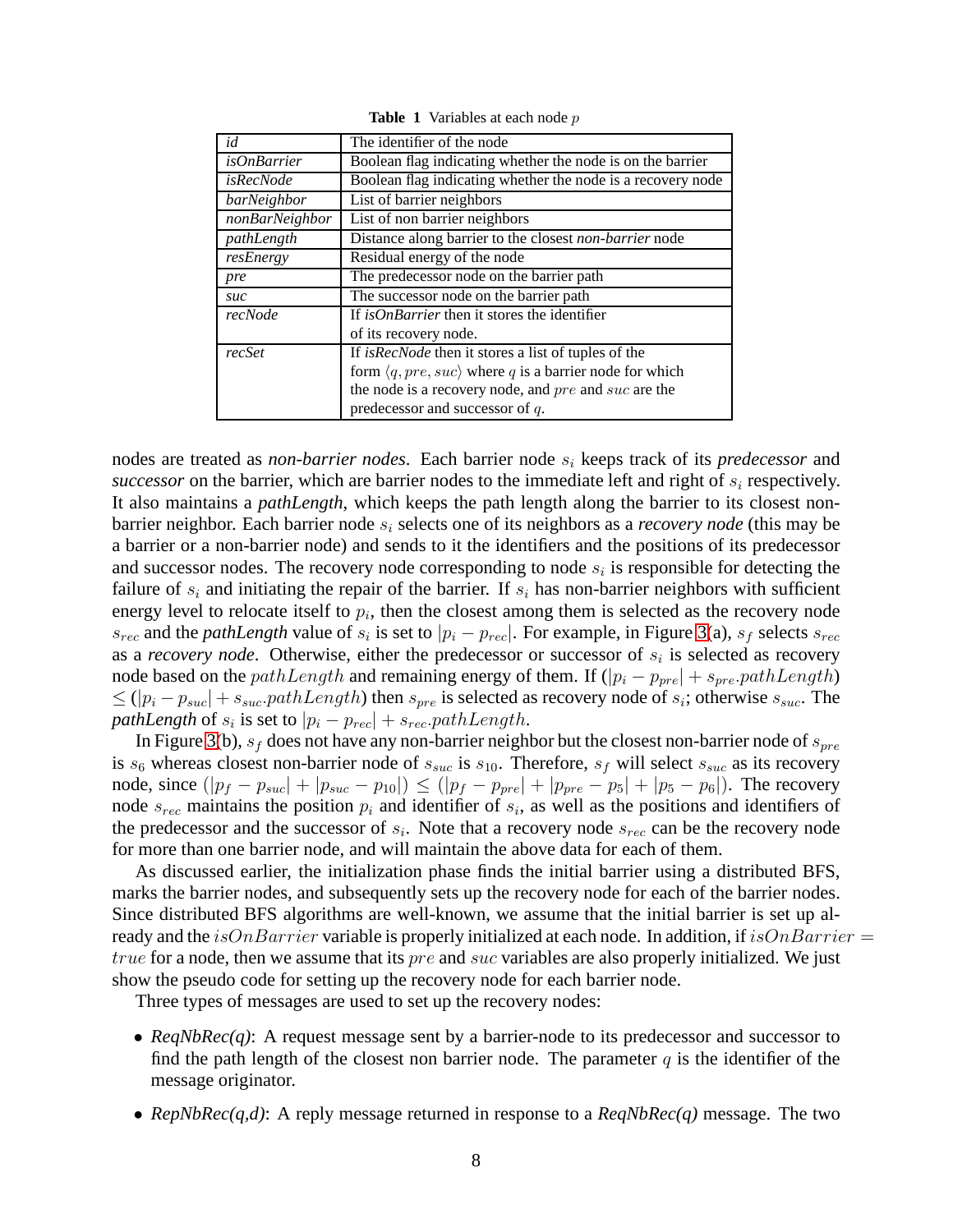**Table 1** Variables at each node $p$

| | |
|---|---|
| *id* | The identifier of the node |
| *isOnBarrier* | Boolean flag indicating whether the node is on the barrier |
| *isRecNode* | Boolean flag indicating whether the node is a recovery node |
| *barNeighbor* | List of barrier neighbors |
| *nonBarNeighbor* | List of non barrier neighbors |
| *pathLength* | Distance along barrier to the closest *non-barrier* node |
| *resEnergy* | Residual energy of the node |
| *pre* | The predecessor node on the barrier path |
| *suc* | The successor node on the barrier path |
| *recNode* | If *isOnBarrier* then it stores the identifier of its recovery node. |
| *recSet* | If *isRecNode* then it stores a list of tuples of the form $\langle q, pre, suc \rangle$ where $q$ is a barrier node for which the node is a recovery node, and $pre$ and $suc$ are the predecessor and successor of $q$. |

nodes are treated as ***non-barrier nodes***. Each barrier node $s_i$ keeps track of its ***predecessor*** and ***successor*** on the barrier, which are barrier nodes to the immediate left and right of $s_i$ respectively. It also maintains a ***pathLength***, which keeps the path length along the barrier to its closest non-barrier neighbor. Each barrier node $s_i$ selects one of its neighbors as a ***recovery node*** (this may be a barrier or a non-barrier node) and sends to it the identifiers and the positions of its predecessor and successor nodes. The recovery node corresponding to node $s_i$ is responsible for detecting the failure of $s_i$ and initiating the repair of the barrier. If $s_i$ has non-barrier neighbors with sufficient energy level to relocate itself to $p_i$, then the closest among them is selected as the recovery node $s_{rec}$ and the ***pathLength*** value of $s_i$ is set to $|p_i - p_{rec}|$. For example, in Figure 3(a), $s_f$ selects $s_{rec}$ as a ***recovery node***. Otherwise, either the predecessor or successor of $s_i$ is selected as recovery node based on the $pathLength$ and remaining energy of them. If $(|p_i - p_{pre}| + s_{pre}.pathLength) \leq (|p_i - p_{suc}| + s_{suc}.pathLength)$ then $s_{pre}$ is selected as recovery node of $s_i$; otherwise $s_{suc}$. The ***pathLength*** of $s_i$ is set to $|p_i - p_{rec}| + s_{rec}.pathLength$.

In Figure 3(b), $s_f$ does not have any non-barrier neighbor but the closest non-barrier node of $s_{pre}$ is $s_6$ whereas closest non-barrier node of $s_{suc}$ is $s_{10}$. Therefore, $s_f$ will select $s_{suc}$ as its recovery node, since $(|p_f - p_{suc}| + |p_{suc} - p_{10}|) \leq (|p_f - p_{pre}| + |p_{pre} - p_5| + |p_5 - p_6|)$. The recovery node $s_{rec}$ maintains the position $p_i$ and identifier of $s_i$, as well as the positions and identifiers of the predecessor and the successor of $s_i$. Note that a recovery node $s_{rec}$ can be the recovery node for more than one barrier node, and will maintain the above data for each of them.

As discussed earlier, the initialization phase finds the initial barrier using a distributed BFS, marks the barrier nodes, and subsequently sets up the recovery node for each of the barrier nodes. Since distributed BFS algorithms are well-known, we assume that the initial barrier is set up already and the $isOnBarrier$ variable is properly initialized at each node. In addition, if $isOnBarrier = true$ for a node, then we assume that its $pre$ and $suc$ variables are also properly initialized. We just show the pseudo code for setting up the recovery node for each barrier node.

Three types of messages are used to set up the recovery nodes:

- ***ReqNbRec(q)***: A request message sent by a barrier-node to its predecessor and successor to find the path length of the closest non barrier node. The parameter $q$ is the identifier of the message originator.
- ***RepNbRec(q,d)***: A reply message returned in response to a ***ReqNbRec(q)*** message. The two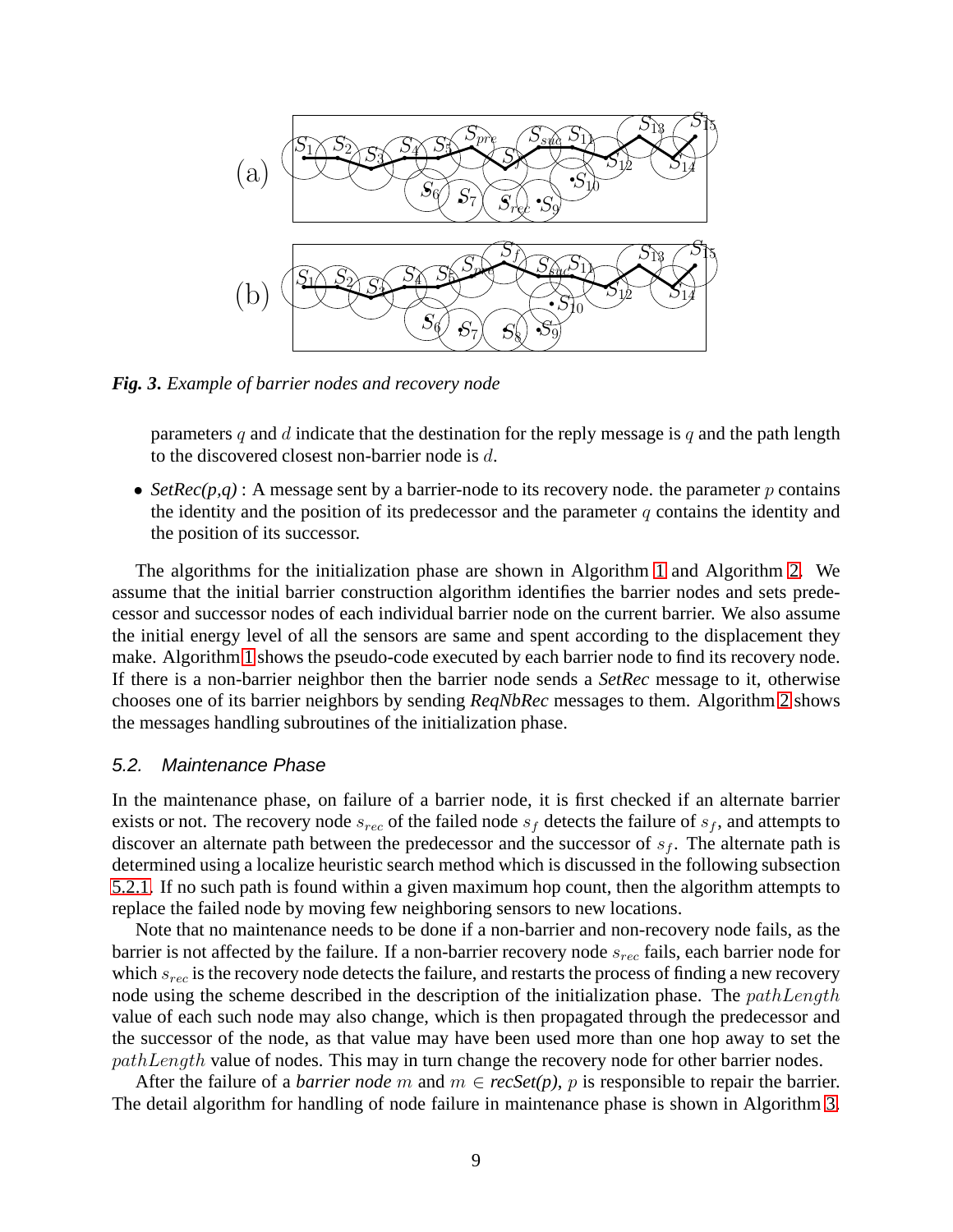*Fig. 3. Example of barrier nodes and recovery node*

parameters $q$ and $d$ indicate that the destination for the reply message is $q$ and the path length to the discovered closest non-barrier node is $d$.

- *SetRec(p,q)* : A message sent by a barrier-node to its recovery node. the parameter $p$ contains the identity and the position of its predecessor and the parameter $q$ contains the identity and the position of its successor.

The algorithms for the initialization phase are shown in Algorithm 1 and Algorithm 2. We assume that the initial barrier construction algorithm identifies the barrier nodes and sets predecessor and successor nodes of each individual barrier node on the current barrier. We also assume the initial energy level of all the sensors are same and spent according to the displacement they make. Algorithm 1 shows the pseudo-code executed by each barrier node to find its recovery node. If there is a non-barrier neighbor then the barrier node sends a *SetRec* message to it, otherwise chooses one of its barrier neighbors by sending *ReqNbRec* messages to them. Algorithm 2 shows the messages handling subroutines of the initialization phase.

### *5.2. Maintenance Phase*

In the maintenance phase, on failure of a barrier node, it is first checked if an alternate barrier exists or not. The recovery node $s_{rec}$ of the failed node $s_f$ detects the failure of $s_f$, and attempts to discover an alternate path between the predecessor and the successor of $s_f$. The alternate path is determined using a localize heuristic search method which is discussed in the following subsection 5.2.1. If no such path is found within a given maximum hop count, then the algorithm attempts to replace the failed node by moving few neighboring sensors to new locations.

Note that no maintenance needs to be done if a non-barrier and non-recovery node fails, as the barrier is not affected by the failure. If a non-barrier recovery node $s_{rec}$ fails, each barrier node for which $s_{rec}$ is the recovery node detects the failure, and restarts the process of finding a new recovery node using the scheme described in the description of the initialization phase. The $pathLength$ value of each such node may also change, which is then propagated through the predecessor and the successor of the node, as that value may have been used more than one hop away to set the $pathLength$ value of nodes. This may in turn change the recovery node for other barrier nodes.

After the failure of a *barrier node* $m$ and $m \in$ *recSet(p)*, $p$ is responsible to repair the barrier. The detail algorithm for handling of node failure in maintenance phase is shown in Algorithm 3.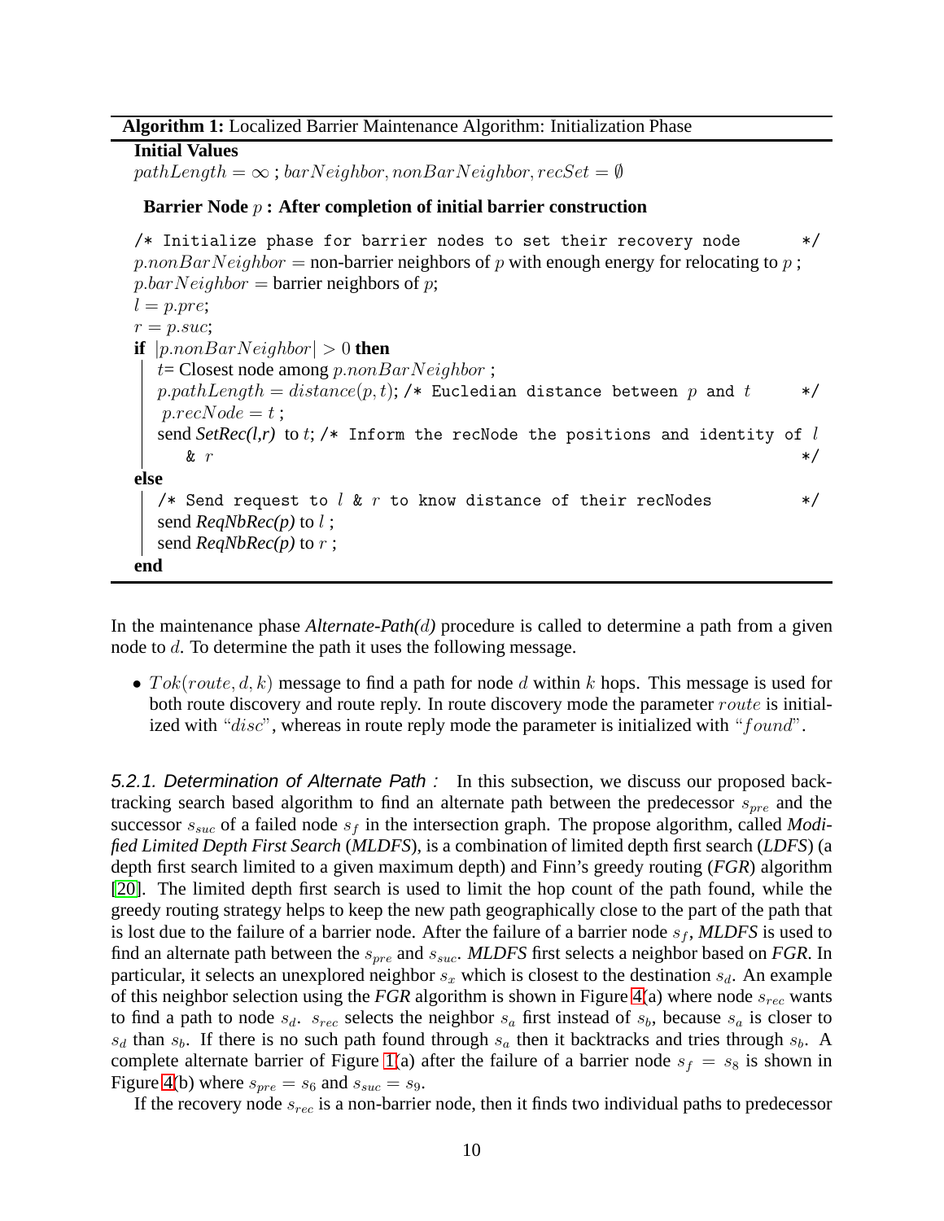**Algorithm 1:** Localized Barrier Maintenance Algorithm: Initialization Phase

**Initial Values**

$pathLength = \infty$ ; $barNeighbor, nonBarNeighbor, recSet = \emptyset$

**Barrier Node $p$ : After completion of initial barrier construction**

```
/* Initialize phase for barrier nodes to set their recovery node */
p.nonBarNeighbor = non-barrier neighbors of p with enough energy for relocating to p ;
p.barNeighbor = barrier neighbors of p;
l = p.pre;
r = p.suc;
if |p.nonBarNeighbor| > 0 then
    t= Closest node among p.nonBarNeighbor ;
    p.pathLength = distance(p,t); /* Eucledian distance between p and t */
    p.recNode = t ;
    send SetRec(l,r) to t; /* Inform the recNode the positions and identity of l & r */
else
    /* Send request to l & r to know distance of their recNodes */
    send ReqNbRec(p) to l ;
    send ReqNbRec(p) to r ;
end
```

In the maintenance phase *Alternate-Path($d$)* procedure is called to determine a path from a given node to $d$. To determine the path it uses the following message.

- $Tok(route, d, k)$ message to find a path for node $d$ within $k$ hops. This message is used for both route discovery and route reply. In route discovery mode the parameter $route$ is initialized with "$disc$", whereas in route reply mode the parameter is initialized with "$found$".

*5.2.1. Determination of Alternate Path :* In this subsection, we discuss our proposed backtracking search based algorithm to find an alternate path between the predecessor $s_{pre}$ and the successor $s_{suc}$ of a failed node $s_f$ in the intersection graph. The propose algorithm, called *Modified Limited Depth First Search* (*MLDFS*), is a combination of limited depth first search (*LDFS*) (a depth first search limited to a given maximum depth) and Finn's greedy routing (*FGR*) algorithm [20]. The limited depth first search is used to limit the hop count of the path found, while the greedy routing strategy helps to keep the new path geographically close to the part of the path that is lost due to the failure of a barrier node. After the failure of a barrier node $s_f$, *MLDFS* is used to find an alternate path between the $s_{pre}$ and $s_{suc}$. *MLDFS* first selects a neighbor based on *FGR*. In particular, it selects an unexplored neighbor $s_x$ which is closest to the destination $s_d$. An example of this neighbor selection using the *FGR* algorithm is shown in Figure 4(a) where node $s_{rec}$ wants to find a path to node $s_d$. $s_{rec}$ selects the neighbor $s_a$ first instead of $s_b$, because $s_a$ is closer to $s_d$ than $s_b$. If there is no such path found through $s_a$ then it backtracks and tries through $s_b$. A complete alternate barrier of Figure 1(a) after the failure of a barrier node $s_f = s_8$ is shown in Figure 4(b) where $s_{pre} = s_6$ and $s_{suc} = s_9$.

If the recovery node $s_{rec}$ is a non-barrier node, then it finds two individual paths to predecessor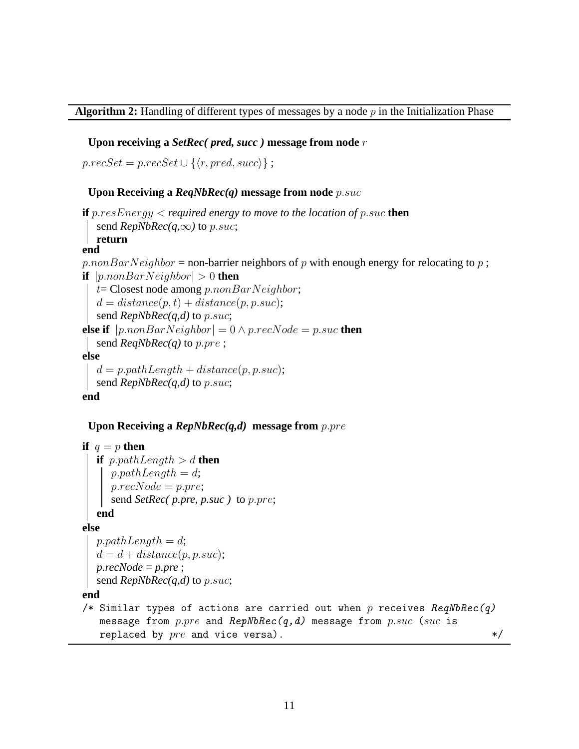**Algorithm 2:** Handling of different types of messages by a node $p$ in the Initialization Phase

**Upon receiving a *SetRec( pred, succ )* message from node** $r$

$p.recSet = p.recSet \cup \{\langle r, pred, succ \rangle\}$ ;

**Upon Receiving a *ReqNbRec(q)* message from node** $p.suc$

```
if p.resEnergy < required energy to move to the location of p.suc then
    send RepNbRec(q,∞) to p.suc;
    return
end
p.nonBarNeighbor = non-barrier neighbors of p with enough energy for relocating to p ;
if |p.nonBarNeighbor| > 0 then
    t= Closest node among p.nonBarNeighbor;
    d = distance(p,t) + distance(p,p.suc);
    send RepNbRec(q,d) to p.suc;
else if |p.nonBarNeighbor| = 0 ∧ p.recNode = p.suc then
    send ReqNbRec(q) to p.pre ;
else
    d = p.pathLength + distance(p,p.suc);
    send RepNbRec(q,d) to p.suc;
end
```

**Upon Receiving a *RepNbRec(q,d)* message from** $p.pre$

```
if q = p then
    if p.pathLength > d then
        p.pathLength = d;
        p.recNode = p.pre;
        send SetRec( p.pre, p.suc ) to p.pre;
    end
else
    p.pathLength = d;
    d = d + distance(p,p.suc);
    p.recNode = p.pre ;
    send RepNbRec(q,d) to p.suc;
end
/* Similar types of actions are carried out when p receives ReqNbRec(q)
   message from p.pre and RepNbRec(q,d) message from p.suc (suc is
   replaced by pre and vice versa).                                    */
```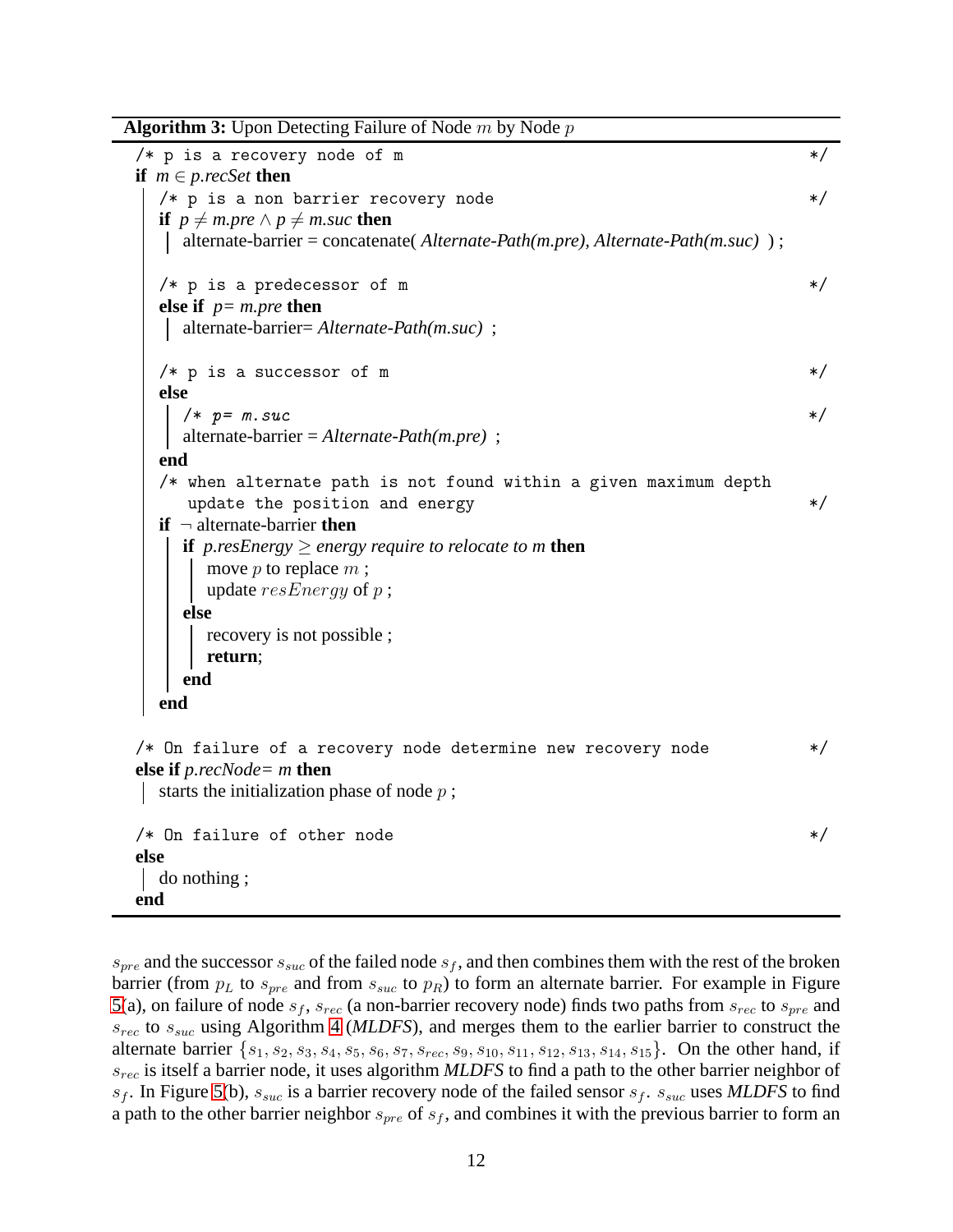**Algorithm 3:** Upon Detecting Failure of Node $m$ by Node $p$

```
/* p is a recovery node of m                                              */
if m ∈ p.recSet then
    /* p is a non barrier recovery node                                   */
    if p ≠ m.pre ∧ p ≠ m.suc then
        alternate-barrier = concatenate( Alternate-Path(m.pre), Alternate-Path(m.suc) ) ;

    /* p is a predecessor of m                                            */
    else if p= m.pre then
        alternate-barrier= Alternate-Path(m.suc) ;

    /* p is a successor of m                                              */
    else
        /* p= m.suc                                                       */
        alternate-barrier = Alternate-Path(m.pre) ;
    end
    /* when alternate path is not found within a given maximum depth
       update the position and energy                                     */
    if ¬ alternate-barrier then
        if p.resEnergy ≥ energy require to relocate to m then
            move p to replace m ;
            update resEnergy of p ;
        else
            recovery is not possible ;
            return;
        end
    end

/* On failure of a recovery node determine new recovery node              */
else if p.recNode= m then
    starts the initialization phase of node p ;

/* On failure of other node                                               */
else
    do nothing ;
end
```

$s_{pre}$ and the successor $s_{suc}$ of the failed node $s_f$, and then combines them with the rest of the broken barrier (from $p_L$ to $s_{pre}$ and from $s_{suc}$ to $p_R$) to form an alternate barrier. For example in Figure 5(a), on failure of node $s_f$, $s_{rec}$ (a non-barrier recovery node) finds two paths from $s_{rec}$ to $s_{pre}$ and $s_{rec}$ to $s_{suc}$ using Algorithm 4 (*MLDFS*), and merges them to the earlier barrier to construct the alternate barrier $\{s_1, s_2, s_3, s_4, s_5, s_6, s_7, s_{rec}, s_9, s_{10}, s_{11}, s_{12}, s_{13}, s_{14}, s_{15}\}$. On the other hand, if $s_{rec}$ is itself a barrier node, it uses algorithm *MLDFS* to find a path to the other barrier neighbor of $s_f$. In Figure 5(b), $s_{suc}$ is a barrier recovery node of the failed sensor $s_f$. $s_{suc}$ uses *MLDFS* to find a path to the other barrier neighbor $s_{pre}$ of $s_f$, and combines it with the previous barrier to form an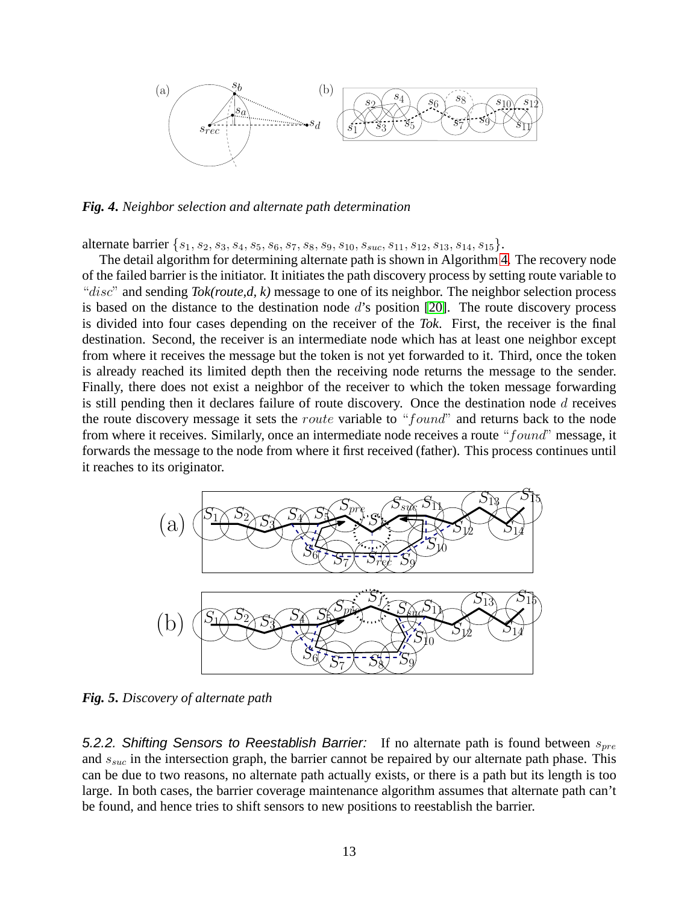*Fig. 4. Neighbor selection and alternate path determination*

alternate barrier $\{s_1, s_2, s_3, s_4, s_5, s_6, s_7, s_8, s_9, s_{10}, s_{suc}, s_{11}, s_{12}, s_{13}, s_{14}, s_{15}\}$.

The detail algorithm for determining alternate path is shown in Algorithm 4. The recovery node of the failed barrier is the initiator. It initiates the path discovery process by setting route variable to "$disc$" and sending ***Tok(route,d, k)*** message to one of its neighbor. The neighbor selection process is based on the distance to the destination node $d$'s position [20]. The route discovery process is divided into four cases depending on the receiver of the ***Tok***. First, the receiver is the final destination. Second, the receiver is an intermediate node which has at least one neighbor except from where it receives the message but the token is not yet forwarded to it. Third, once the token is already reached its limited depth then the receiving node returns the message to the sender. Finally, there does not exist a neighbor of the receiver to which the token message forwarding is still pending then it declares failure of route discovery. Once the destination node $d$ receives the route discovery message it sets the $route$ variable to "$found$" and returns back to the node from where it receives. Similarly, once an intermediate node receives a route "$found$" message, it forwards the message to the node from where it first received (father). This process continues until it reaches to its originator.

*Fig. 5. Discovery of alternate path*

*5.2.2. Shifting Sensors to Reestablish Barrier:* If no alternate path is found between $s_{pre}$ and $s_{suc}$ in the intersection graph, the barrier cannot be repaired by our alternate path phase. This can be due to two reasons, no alternate path actually exists, or there is a path but its length is too large. In both cases, the barrier coverage maintenance algorithm assumes that alternate path can't be found, and hence tries to shift sensors to new positions to reestablish the barrier.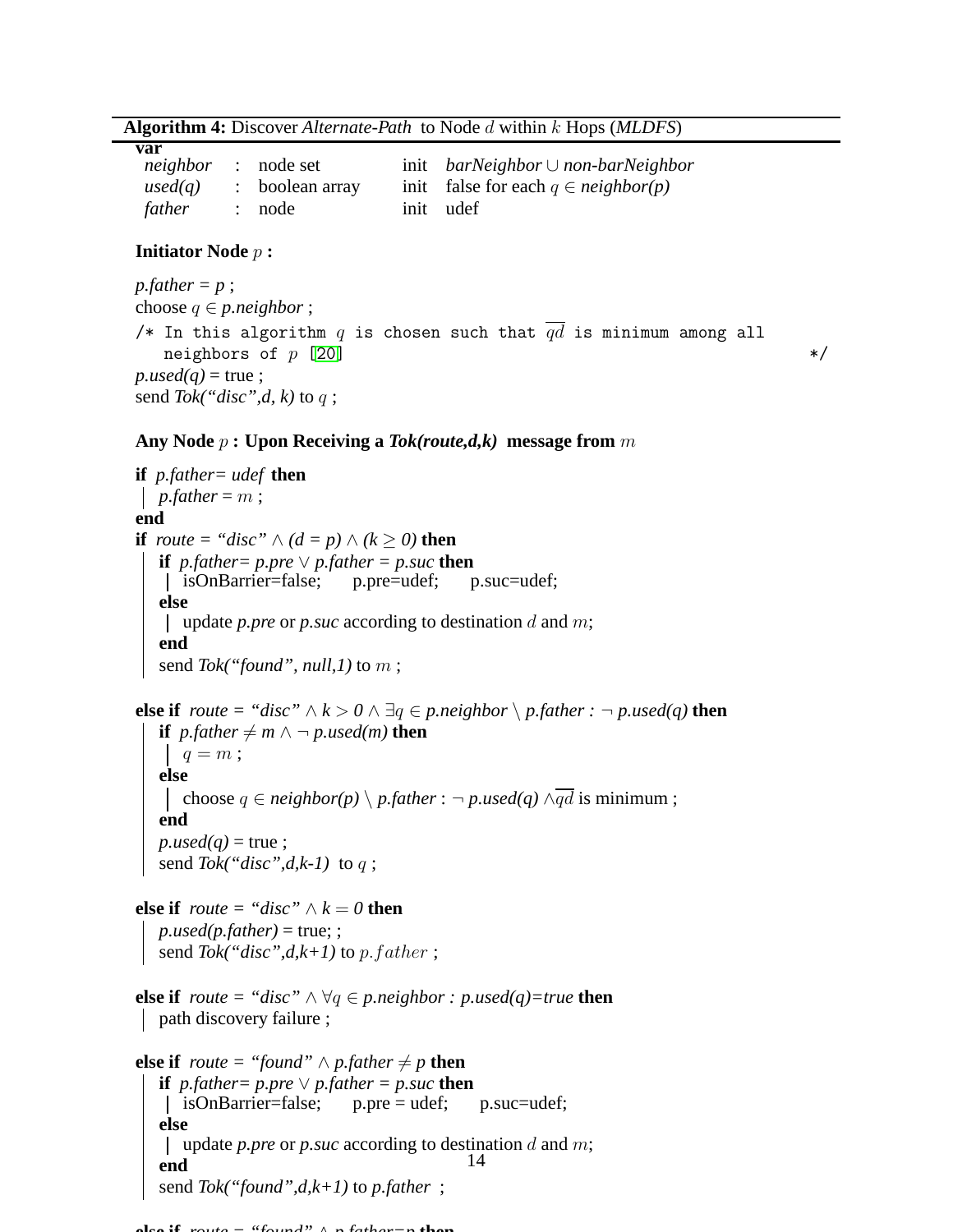**Algorithm 4:** Discover *Alternate-Path* to Node $d$ within $k$ Hops (*MLDFS*)

**var**

| | | | | |
|---|---|---|---|---|
| *neighbor* | : | node set | init | *barNeighbor* $\cup$ *non-barNeighbor* |
| *used(q)* | : | boolean array | init | false for each $q \in$ *neighbor(p)* |
| *father* | : | node | init | udef |

**Initiator Node** $p$ **:**

*p.father* = *p* ;
choose $q \in$ *p.neighbor* ;
/* In this algorithm $q$ is chosen such that $\overline{qd}$ is minimum among all neighbors of $p$ [20] */
*p.used(q)* = true ;
send *Tok("disc",d, k)* to $q$ ;

**Any Node** $p$ **: Upon Receiving a *Tok(route,d,k)* message from** $m$

**if** *p.father= udef* **then**
  *p.father* = $m$ ;
**end**
**if** *route = "disc"* $\wedge$ *(d = p)* $\wedge$ *(k* $\geq$ *0)* **then**
  **if** *p.father= p.pre* $\vee$ *p.father = p.suc* **then**
    isOnBarrier=false;  p.pre=udef;  p.suc=udef;
  **else**
    update *p.pre* or *p.suc* according to destination $d$ and $m$;
  **end**
  send *Tok("found", null,1)* to $m$ ;

**else if** *route = "disc"* $\wedge$ *k* $> 0$ $\wedge$ $\exists q \in$ *p.neighbor* $\setminus$ *p.father :* $\neg$ *p.used(q)* **then**
  **if** *p.father* $\neq$ *m* $\wedge$ $\neg$ *p.used(m)* **then**
    $q = m$ ;
  **else**
    choose $q \in$ *neighbor(p)* $\setminus$ *p.father* : $\neg$ *p.used(q)* $\wedge\overline{qd}$ is minimum ;
  **end**
  *p.used(q)* = true ;
  send *Tok("disc",d,k-1)* to $q$ ;

**else if** *route = "disc"* $\wedge$ *k* $= 0$ **then**
  *p.used(p.father)* = true; ;
  send *Tok("disc",d,k+1)* to $p.father$ ;

**else if** *route = "disc"* $\wedge$ $\forall q \in$ *p.neighbor : p.used(q)=true* **then**
  path discovery failure ;

**else if** *route = "found"* $\wedge$ *p.father* $\neq$ *p* **then**
  **if** *p.father= p.pre* $\vee$ *p.father = p.suc* **then**
    isOnBarrier=false;  p.pre = udef;  p.suc=udef;
  **else**
    update *p.pre* or *p.suc* according to destination $d$ and $m$;
  **end**
  send *Tok("found",d,k+1)* to *p.father* ;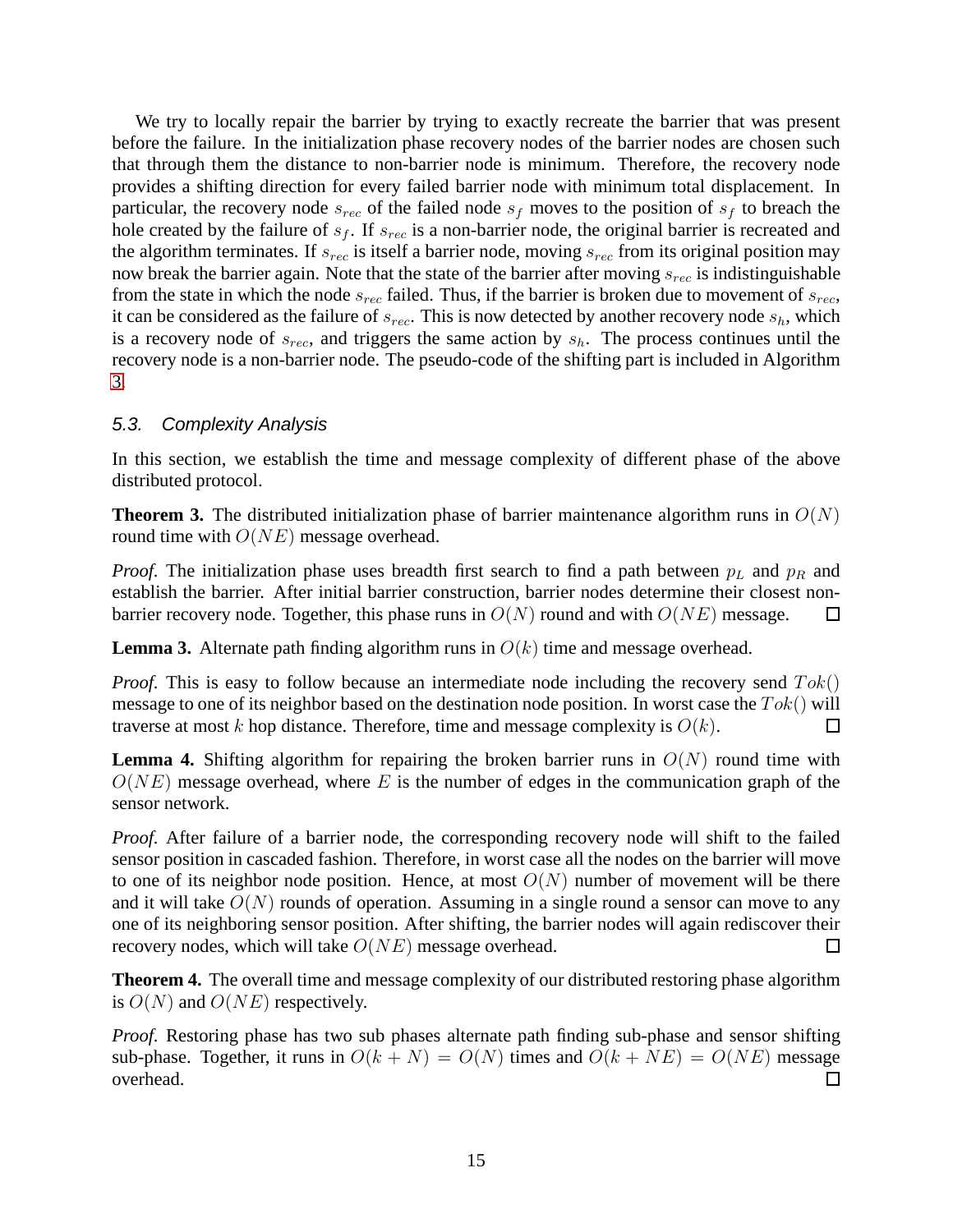We try to locally repair the barrier by trying to exactly recreate the barrier that was present before the failure. In the initialization phase recovery nodes of the barrier nodes are chosen such that through them the distance to non-barrier node is minimum. Therefore, the recovery node provides a shifting direction for every failed barrier node with minimum total displacement. In particular, the recovery node $s_{rec}$ of the failed node $s_f$ moves to the position of $s_f$ to breach the hole created by the failure of $s_f$. If $s_{rec}$ is a non-barrier node, the original barrier is recreated and the algorithm terminates. If $s_{rec}$ is itself a barrier node, moving $s_{rec}$ from its original position may now break the barrier again. Note that the state of the barrier after moving $s_{rec}$ is indistinguishable from the state in which the node $s_{rec}$ failed. Thus, if the barrier is broken due to movement of $s_{rec}$, it can be considered as the failure of $s_{rec}$. This is now detected by another recovery node $s_h$, which is a recovery node of $s_{rec}$, and triggers the same action by $s_h$. The process continues until the recovery node is a non-barrier node. The pseudo-code of the shifting part is included in Algorithm 3.

### 5.3. Complexity Analysis

In this section, we establish the time and message complexity of different phase of the above distributed protocol.

**Theorem 3.** The distributed initialization phase of barrier maintenance algorithm runs in $O(N)$ round time with $O(NE)$ message overhead.

*Proof.* The initialization phase uses breadth first search to find a path between $p_L$ and $p_R$ and establish the barrier. After initial barrier construction, barrier nodes determine their closest non-barrier recovery node. Together, this phase runs in $O(N)$ round and with $O(NE)$ message. □

**Lemma 3.** Alternate path finding algorithm runs in $O(k)$ time and message overhead.

*Proof.* This is easy to follow because an intermediate node including the recovery send $Tok()$ message to one of its neighbor based on the destination node position. In worst case the $Tok()$ will traverse at most $k$ hop distance. Therefore, time and message complexity is $O(k)$. □

**Lemma 4.** Shifting algorithm for repairing the broken barrier runs in $O(N)$ round time with $O(NE)$ message overhead, where $E$ is the number of edges in the communication graph of the sensor network.

*Proof.* After failure of a barrier node, the corresponding recovery node will shift to the failed sensor position in cascaded fashion. Therefore, in worst case all the nodes on the barrier will move to one of its neighbor node position. Hence, at most $O(N)$ number of movement will be there and it will take $O(N)$ rounds of operation. Assuming in a single round a sensor can move to any one of its neighboring sensor position. After shifting, the barrier nodes will again rediscover their recovery nodes, which will take $O(NE)$ message overhead. □

**Theorem 4.** The overall time and message complexity of our distributed restoring phase algorithm is $O(N)$ and $O(NE)$ respectively.

*Proof.* Restoring phase has two sub phases alternate path finding sub-phase and sensor shifting sub-phase. Together, it runs in $O(k + N) = O(N)$ times and $O(k + NE) = O(NE)$ message overhead. □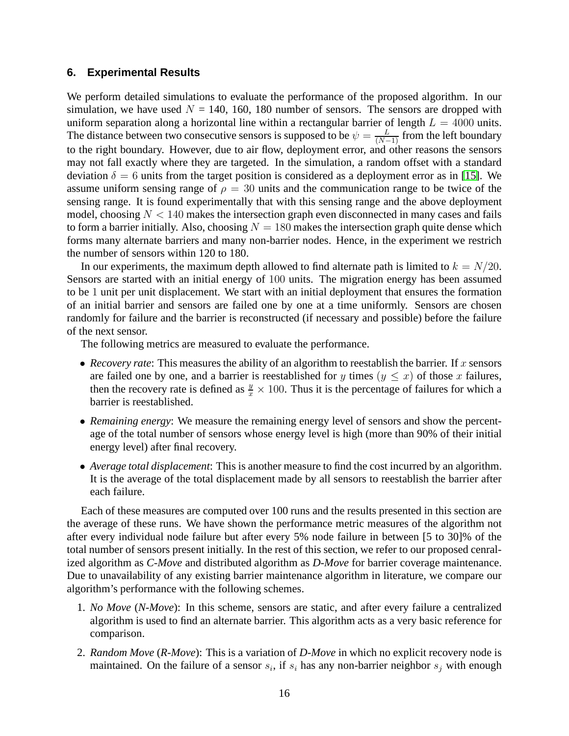## 6. Experimental Results

We perform detailed simulations to evaluate the performance of the proposed algorithm. In our simulation, we have used $N$ = 140, 160, 180 number of sensors. The sensors are dropped with uniform separation along a horizontal line within a rectangular barrier of length $L = 4000$ units. The distance between two consecutive sensors is supposed to be $\psi = \frac{L}{(N-1)}$ from the left boundary to the right boundary. However, due to air flow, deployment error, and other reasons the sensors may not fall exactly where they are targeted. In the simulation, a random offset with a standard deviation $\delta = 6$ units from the target position is considered as a deployment error as in [15]. We assume uniform sensing range of $\rho = 30$ units and the communication range to be twice of the sensing range. It is found experimentally that with this sensing range and the above deployment model, choosing $N < 140$ makes the intersection graph even disconnected in many cases and fails to form a barrier initially. Also, choosing $N = 180$ makes the intersection graph quite dense which forms many alternate barriers and many non-barrier nodes. Hence, in the experiment we restrich the number of sensors within 120 to 180.

In our experiments, the maximum depth allowed to find alternate path is limited to $k = N/20$. Sensors are started with an initial energy of $100$ units. The migration energy has been assumed to be $1$ unit per unit displacement. We start with an initial deployment that ensures the formation of an initial barrier and sensors are failed one by one at a time uniformly. Sensors are chosen randomly for failure and the barrier is reconstructed (if necessary and possible) before the failure of the next sensor.

The following metrics are measured to evaluate the performance.

- *Recovery rate*: This measures the ability of an algorithm to reestablish the barrier. If $x$ sensors are failed one by one, and a barrier is reestablished for $y$ times $(y \leq x)$ of those $x$ failures, then the recovery rate is defined as $\frac{y}{x} \times 100$. Thus it is the percentage of failures for which a barrier is reestablished.
- *Remaining energy*: We measure the remaining energy level of sensors and show the percentage of the total number of sensors whose energy level is high (more than 90% of their initial energy level) after final recovery.
- *Average total displacement*: This is another measure to find the cost incurred by an algorithm. It is the average of the total displacement made by all sensors to reestablish the barrier after each failure.

Each of these measures are computed over 100 runs and the results presented in this section are the average of these runs. We have shown the performance metric measures of the algorithm not after every individual node failure but after every 5% node failure in between [5 to 30]% of the total number of sensors present initially. In the rest of this section, we refer to our proposed cenralized algorithm as *C-Move* and distributed algorithm as *D-Move* for barrier coverage maintenance. Due to unavailability of any existing barrier maintenance algorithm in literature, we compare our algorithm's performance with the following schemes.

1. *No Move* (*N-Move*): In this scheme, sensors are static, and after every failure a centralized algorithm is used to find an alternate barrier. This algorithm acts as a very basic reference for comparison.
2. *Random Move* (*R-Move*): This is a variation of *D-Move* in which no explicit recovery node is maintained. On the failure of a sensor $s_i$, if $s_i$ has any non-barrier neighbor $s_j$ with enough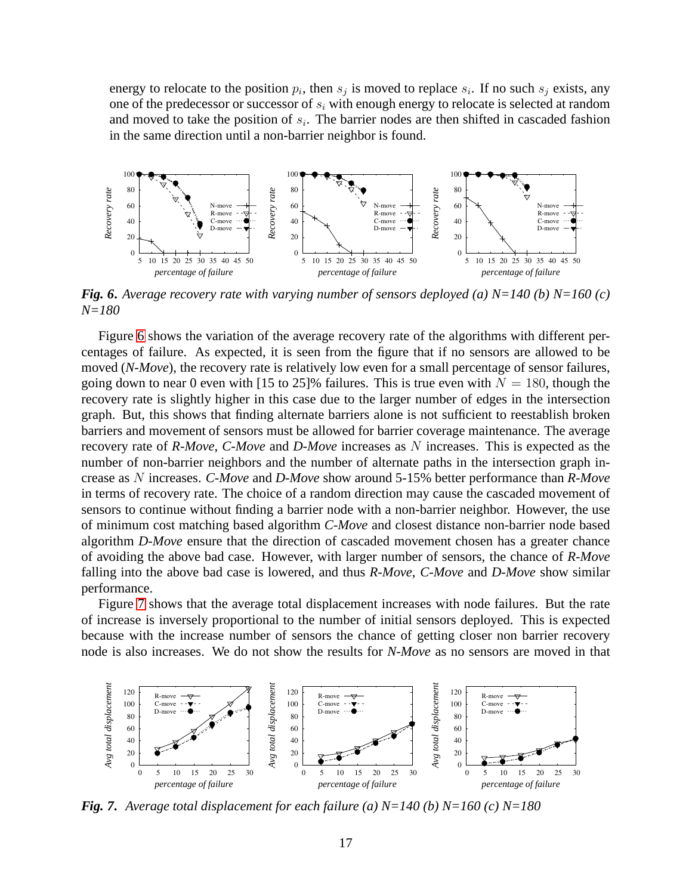energy to relocate to the position $p_i$, then $s_j$ is moved to replace $s_i$. If no such $s_j$ exists, any one of the predecessor or successor of $s_i$ with enough energy to relocate is selected at random and moved to take the position of $s_i$. The barrier nodes are then shifted in cascaded fashion in the same direction until a non-barrier neighbor is found.

***Fig. 6.*** *Average recovery rate with varying number of sensors deployed (a) N=140 (b) N=160 (c) N=180*

Figure 6 shows the variation of the average recovery rate of the algorithms with different percentages of failure. As expected, it is seen from the figure that if no sensors are allowed to be moved (*N-Move*), the recovery rate is relatively low even for a small percentage of sensor failures, going down to near 0 even with [15 to 25]% failures. This is true even with $N = 180$, though the recovery rate is slightly higher in this case due to the larger number of edges in the intersection graph. But, this shows that finding alternate barriers alone is not sufficient to reestablish broken barriers and movement of sensors must be allowed for barrier coverage maintenance. The average recovery rate of *R-Move*, *C-Move* and *D-Move* increases as $N$ increases. This is expected as the number of non-barrier neighbors and the number of alternate paths in the intersection graph increase as $N$ increases. *C-Move* and *D-Move* show around 5-15% better performance than *R-Move* in terms of recovery rate. The choice of a random direction may cause the cascaded movement of sensors to continue without finding a barrier node with a non-barrier neighbor. However, the use of minimum cost matching based algorithm *C-Move* and closest distance non-barrier node based algorithm *D-Move* ensure that the direction of cascaded movement chosen has a greater chance of avoiding the above bad case. However, with larger number of sensors, the chance of *R-Move* falling into the above bad case is lowered, and thus *R-Move*, *C-Move* and *D-Move* show similar performance.

Figure 7 shows that the average total displacement increases with node failures. But the rate of increase is inversely proportional to the number of initial sensors deployed. This is expected because with the increase number of sensors the chance of getting closer non barrier recovery node is also increases. We do not show the results for *N-Move* as no sensors are moved in that

***Fig. 7.*** *Average total displacement for each failure (a) N=140 (b) N=160 (c) N=180*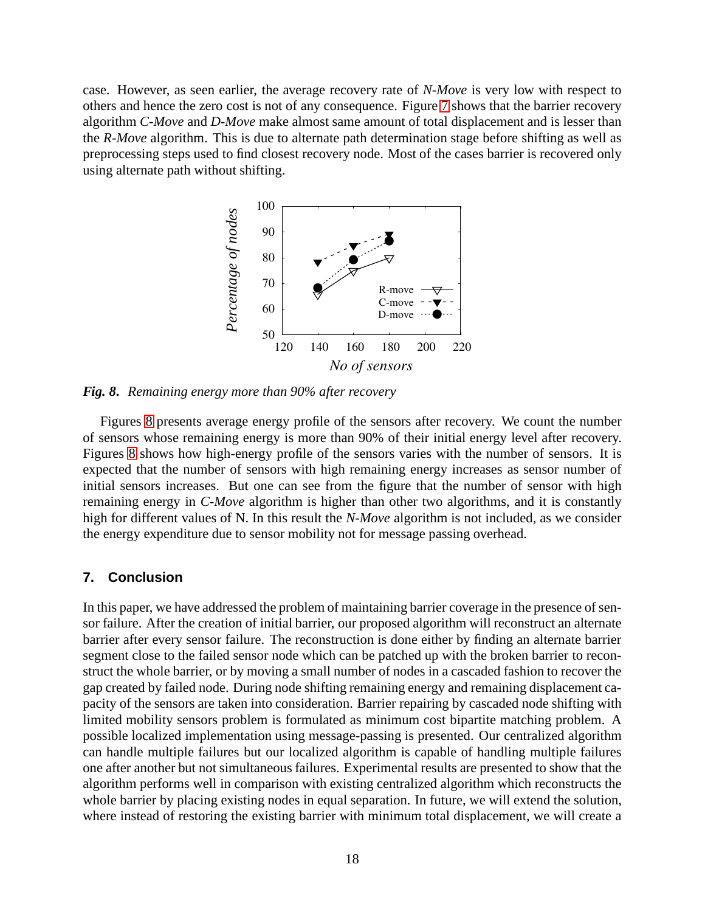case. However, as seen earlier, the average recovery rate of *N-Move* is very low with respect to others and hence the zero cost is not of any consequence. Figure 7 shows that the barrier recovery algorithm *C-Move* and *D-Move* make almost same amount of total displacement and is lesser than the *R-Move* algorithm. This is due to alternate path determination stage before shifting as well as preprocessing steps used to find closest recovery node. Most of the cases barrier is recovered only using alternate path without shifting.

***Fig. 8.*** *Remaining energy more than 90% after recovery*

Figures 8 presents average energy profile of the sensors after recovery. We count the number of sensors whose remaining energy is more than 90% of their initial energy level after recovery. Figures 8 shows how high-energy profile of the sensors varies with the number of sensors. It is expected that the number of sensors with high remaining energy increases as sensor number of initial sensors increases. But one can see from the figure that the number of sensor with high remaining energy in *C-Move* algorithm is higher than other two algorithms, and it is constantly high for different values of N. In this result the *N-Move* algorithm is not included, as we consider the energy expenditure due to sensor mobility not for message passing overhead.

## 7. Conclusion

In this paper, we have addressed the problem of maintaining barrier coverage in the presence of sensor failure. After the creation of initial barrier, our proposed algorithm will reconstruct an alternate barrier after every sensor failure. The reconstruction is done either by finding an alternate barrier segment close to the failed sensor node which can be patched up with the broken barrier to reconstruct the whole barrier, or by moving a small number of nodes in a cascaded fashion to recover the gap created by failed node. During node shifting remaining energy and remaining displacement capacity of the sensors are taken into consideration. Barrier repairing by cascaded node shifting with limited mobility sensors problem is formulated as minimum cost bipartite matching problem. A possible localized implementation using message-passing is presented. Our centralized algorithm can handle multiple failures but our localized algorithm is capable of handling multiple failures one after another but not simultaneous failures. Experimental results are presented to show that the algorithm performs well in comparison with existing centralized algorithm which reconstructs the whole barrier by placing existing nodes in equal separation. In future, we will extend the solution, where instead of restoring the existing barrier with minimum total displacement, we will create a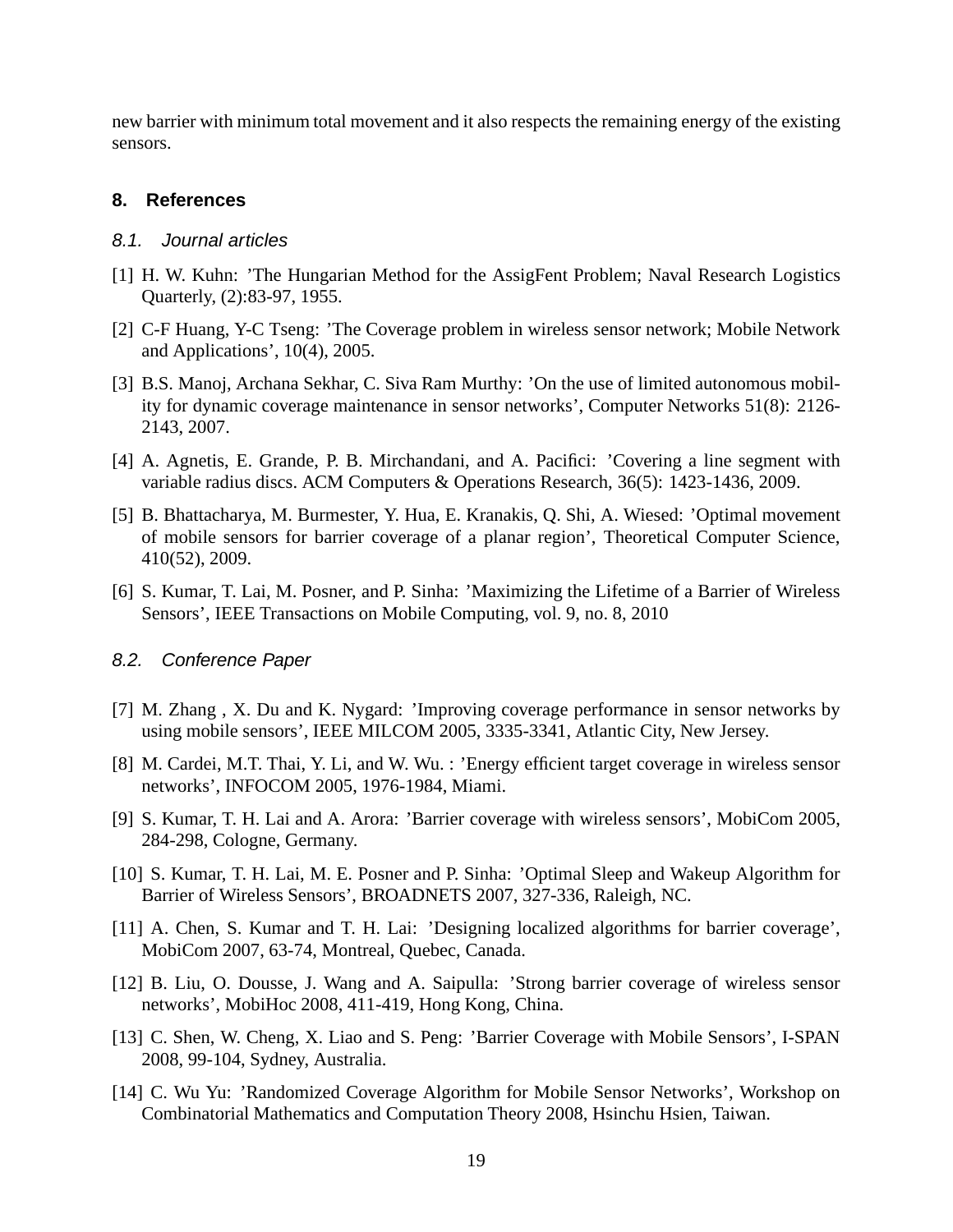new barrier with minimum total movement and it also respects the remaining energy of the existing sensors.

## 8. References

### 8.1. Journal articles

[1] H. W. Kuhn: 'The Hungarian Method for the AssigFent Problem; Naval Research Logistics Quarterly, (2):83-97, 1955.

[2] C-F Huang, Y-C Tseng: 'The Coverage problem in wireless sensor network; Mobile Network and Applications', 10(4), 2005.

[3] B.S. Manoj, Archana Sekhar, C. Siva Ram Murthy: 'On the use of limited autonomous mobility for dynamic coverage maintenance in sensor networks', Computer Networks 51(8): 2126-2143, 2007.

[4] A. Agnetis, E. Grande, P. B. Mirchandani, and A. Pacifici: 'Covering a line segment with variable radius discs. ACM Computers & Operations Research, 36(5): 1423-1436, 2009.

[5] B. Bhattacharya, M. Burmester, Y. Hua, E. Kranakis, Q. Shi, A. Wiesed: 'Optimal movement of mobile sensors for barrier coverage of a planar region', Theoretical Computer Science, 410(52), 2009.

[6] S. Kumar, T. Lai, M. Posner, and P. Sinha: 'Maximizing the Lifetime of a Barrier of Wireless Sensors', IEEE Transactions on Mobile Computing, vol. 9, no. 8, 2010

### 8.2. Conference Paper

[7] M. Zhang , X. Du and K. Nygard: 'Improving coverage performance in sensor networks by using mobile sensors', IEEE MILCOM 2005, 3335-3341, Atlantic City, New Jersey.

[8] M. Cardei, M.T. Thai, Y. Li, and W. Wu. : 'Energy efficient target coverage in wireless sensor networks', INFOCOM 2005, 1976-1984, Miami.

[9] S. Kumar, T. H. Lai and A. Arora: 'Barrier coverage with wireless sensors', MobiCom 2005, 284-298, Cologne, Germany.

[10] S. Kumar, T. H. Lai, M. E. Posner and P. Sinha: 'Optimal Sleep and Wakeup Algorithm for Barrier of Wireless Sensors', BROADNETS 2007, 327-336, Raleigh, NC.

[11] A. Chen, S. Kumar and T. H. Lai: 'Designing localized algorithms for barrier coverage', MobiCom 2007, 63-74, Montreal, Quebec, Canada.

[12] B. Liu, O. Dousse, J. Wang and A. Saipulla: 'Strong barrier coverage of wireless sensor networks', MobiHoc 2008, 411-419, Hong Kong, China.

[13] C. Shen, W. Cheng, X. Liao and S. Peng: 'Barrier Coverage with Mobile Sensors', I-SPAN 2008, 99-104, Sydney, Australia.

[14] C. Wu Yu: 'Randomized Coverage Algorithm for Mobile Sensor Networks', Workshop on Combinatorial Mathematics and Computation Theory 2008, Hsinchu Hsien, Taiwan.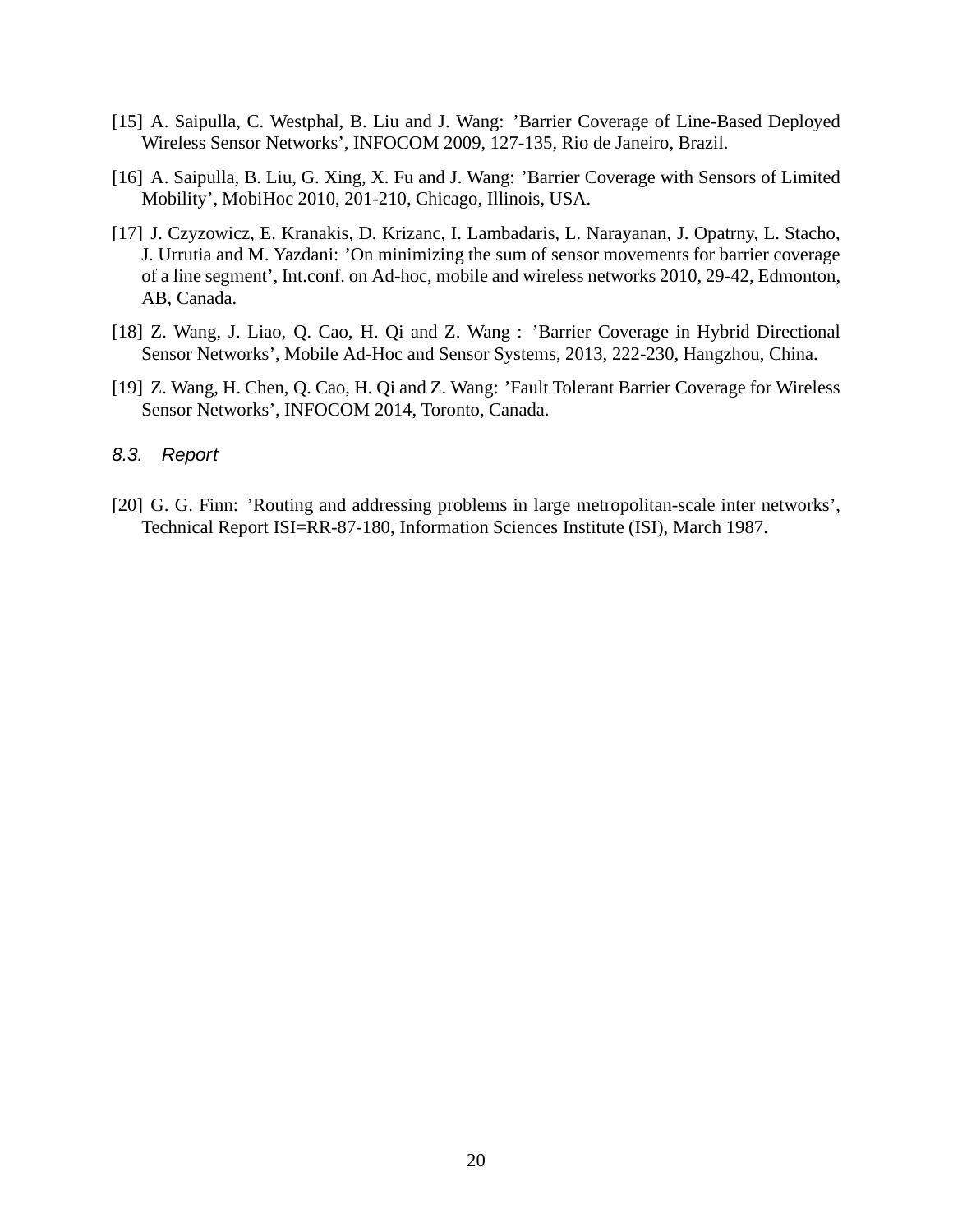[15] A. Saipulla, C. Westphal, B. Liu and J. Wang: ’Barrier Coverage of Line-Based Deployed Wireless Sensor Networks’, INFOCOM 2009, 127-135, Rio de Janeiro, Brazil.

[16] A. Saipulla, B. Liu, G. Xing, X. Fu and J. Wang: ’Barrier Coverage with Sensors of Limited Mobility’, MobiHoc 2010, 201-210, Chicago, Illinois, USA.

[17] J. Czyzowicz, E. Kranakis, D. Krizanc, I. Lambadaris, L. Narayanan, J. Opatrny, L. Stacho, J. Urrutia and M. Yazdani: ’On minimizing the sum of sensor movements for barrier coverage of a line segment’, Int.conf. on Ad-hoc, mobile and wireless networks 2010, 29-42, Edmonton, AB, Canada.

[18] Z. Wang, J. Liao, Q. Cao, H. Qi and Z. Wang : ’Barrier Coverage in Hybrid Directional Sensor Networks’, Mobile Ad-Hoc and Sensor Systems, 2013, 222-230, Hangzhou, China.

[19] Z. Wang, H. Chen, Q. Cao, H. Qi and Z. Wang: ’Fault Tolerant Barrier Coverage for Wireless Sensor Networks’, INFOCOM 2014, Toronto, Canada.

### *8.3. Report*

[20] G. G. Finn: ’Routing and addressing problems in large metropolitan-scale inter networks’, Technical Report ISI=RR-87-180, Information Sciences Institute (ISI), March 1987.